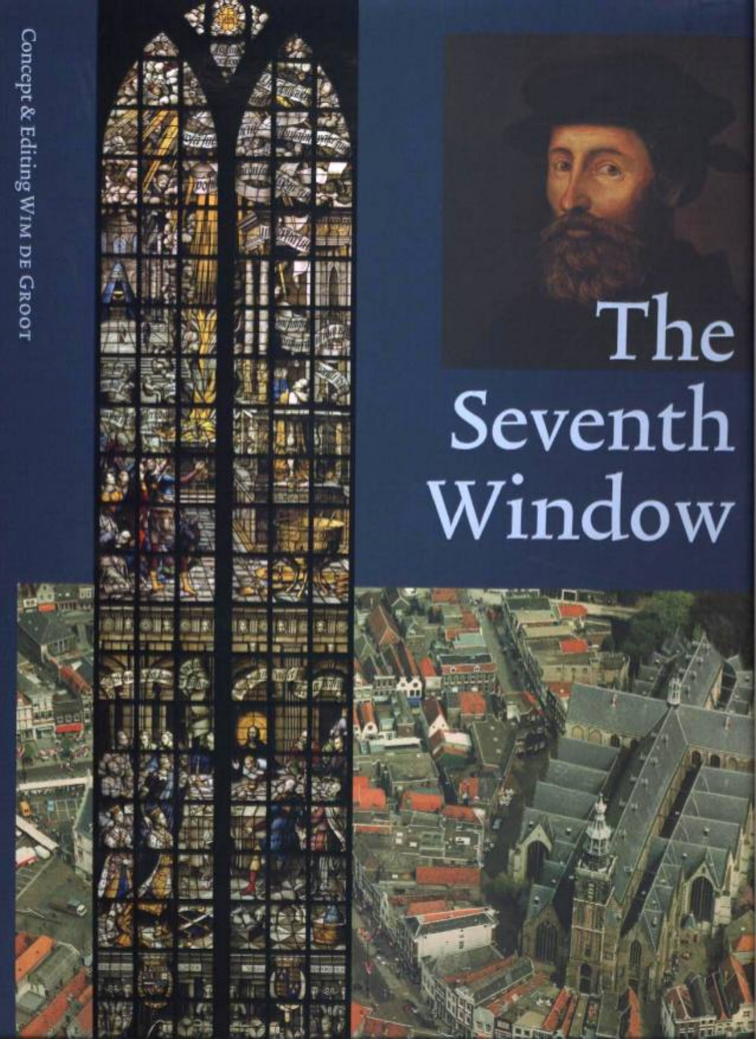# The Seventh Window

Concept & Editing Wim de Groot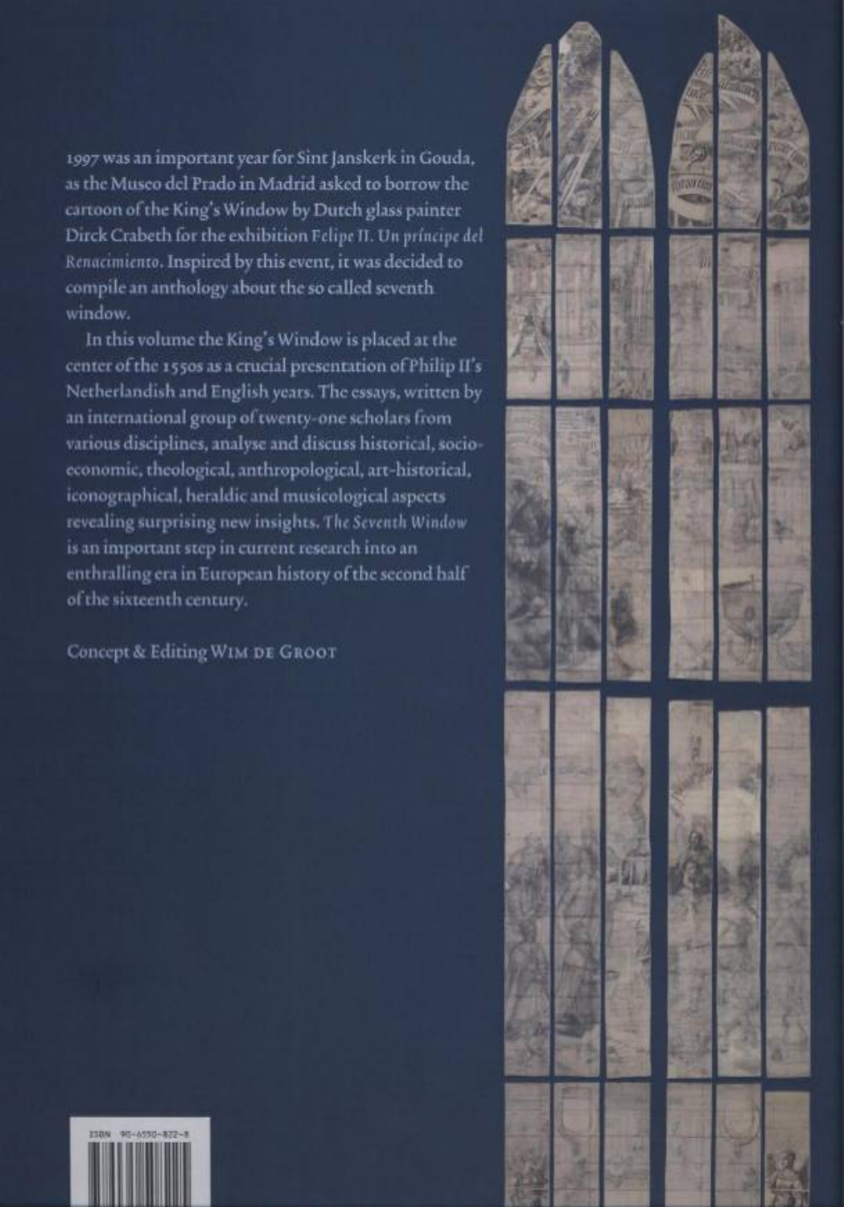1997 was an important year for Sint Janskerk in Gouda, as the Museo del Prado in Madrid asked to borrow the cartoon of the King's Window by Dutch glass painter Dirck Crabeth for the exhibition *Felipe II. Un príncipe del Renacimiento*. Inspired by this event, it was decided to compile an anthology about the so called seventh window.

In this volume the King's Window is placed at the center of the 1550s as a crucial presentation of Philip II's Netherlandish and English years. The essays, written by an international group of twenty-one scholars from various disciplines, analyse and discuss historical, socio-economic, theological, anthropological, art-historical, iconographical, heraldic and musicological aspects revealing surprising new insights. *The Seventh Window* is an important step in current research into an enthralling era in European history of the second half of the sixteenth century.

Concept & Editing Wim de Groot

ISBN 90-6550-822-8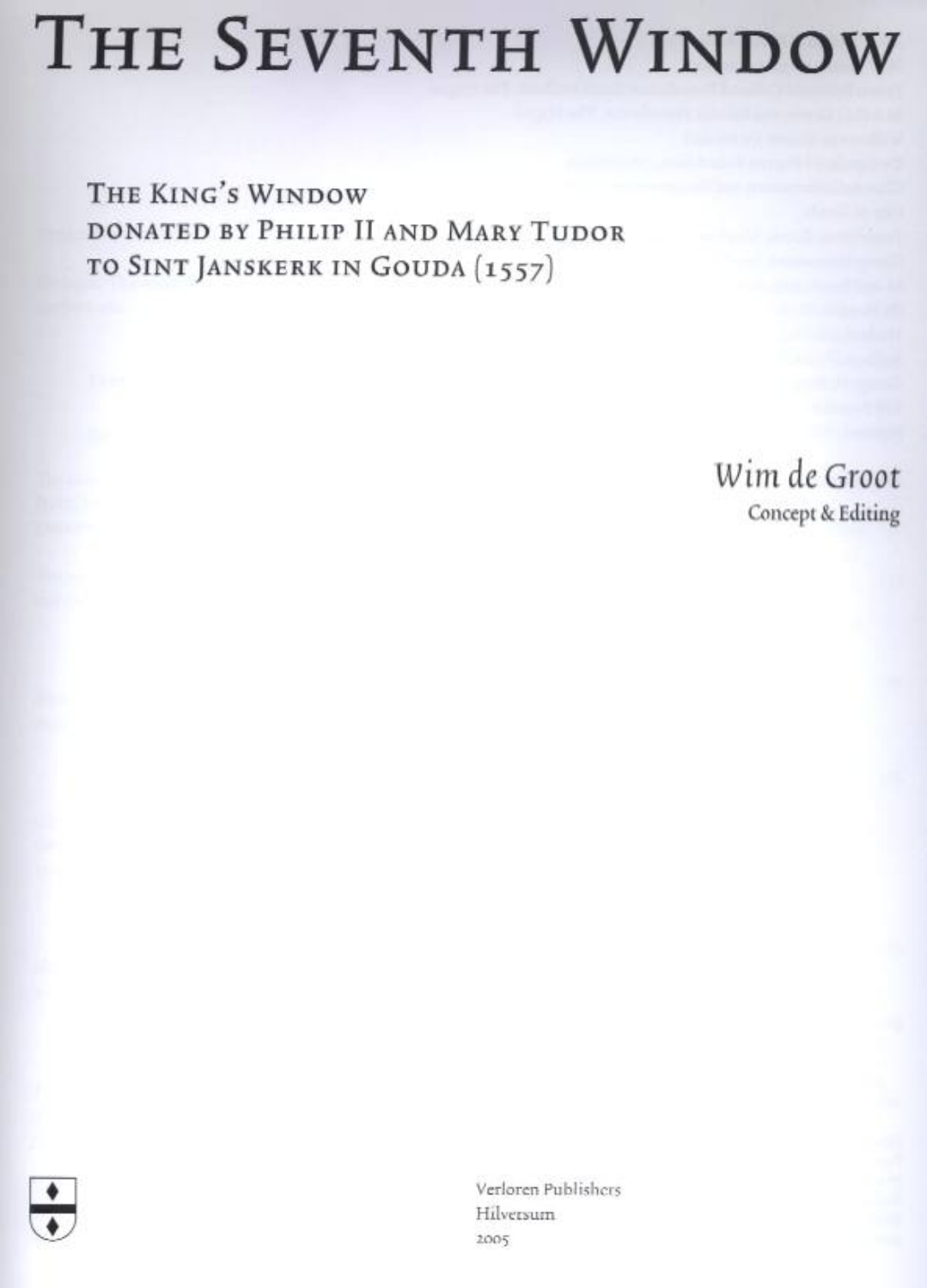# The Seventh Window

## The King's Window donated by Philip II and Mary Tudor to Sint Janskerk in Gouda (1557)

*Wim de Groot*
Concept & Editing

Verloren Publishers
Hilversum
2005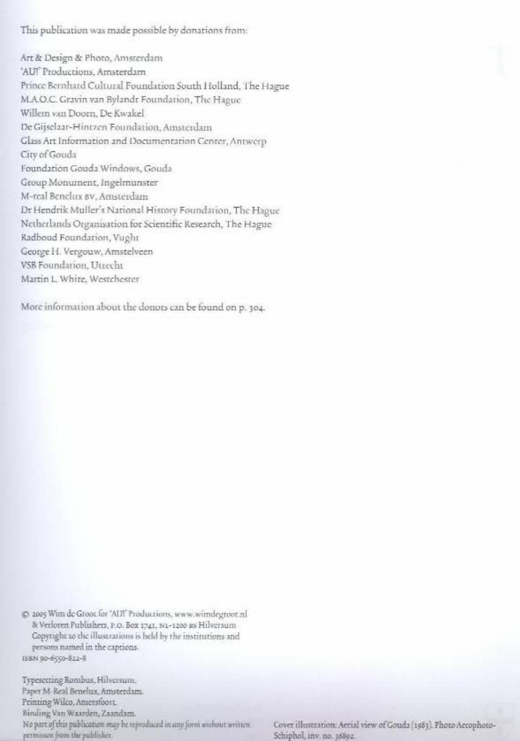This publication was made possible by donations from:

Art & Design & Photo, Amsterdam
'AUI' Productions, Amsterdam
Prince Bernhard Cultural Foundation South Holland, The Hague
M.A.O.C. Gravin van Bylandt Foundation, The Hague
Willem van Doorn, De Kwakel
De Gijselaar-Hintzen Foundation, Amsterdam
Glass Art Information and Documentation Center, Antwerp
City of Gouda
Foundation Gouda Windows, Gouda
Group Monument, Ingelmunster
M-real Benelux BV, Amsterdam
Dr Hendrik Muller's National History Foundation, The Hague
Netherlands Organisation for Scientific Research, The Hague
Radboud Foundation, Vught
George H. Vergouw, Amstelveen
VSB Foundation, Utrecht
Martin L. White, Westchester

More information about the donors can be found on p. 304.

© 2005 Wim de Groot for 'AUI' Productions, www.wimdegroot.nl
& Verloren Publishers, P.O. Box 1741, NL-1200 BS Hilversum
Copyright to the illustrations is held by the institutions and persons named in the captions.
ISBN 90-6550-822-8

Typesetting Rombus, Hilversum.
Paper M-Real Benelux, Amsterdam.
Printing Wilco, Amersfoort.
Binding Van Waarden, Zaandam.
*No part of this publication may be reproduced in any form without written permisson from the publisher.*

Cover illustration: Aerial view of Gouda (1983). Photo Aerophoto-Schiphol, inv. no. 36892.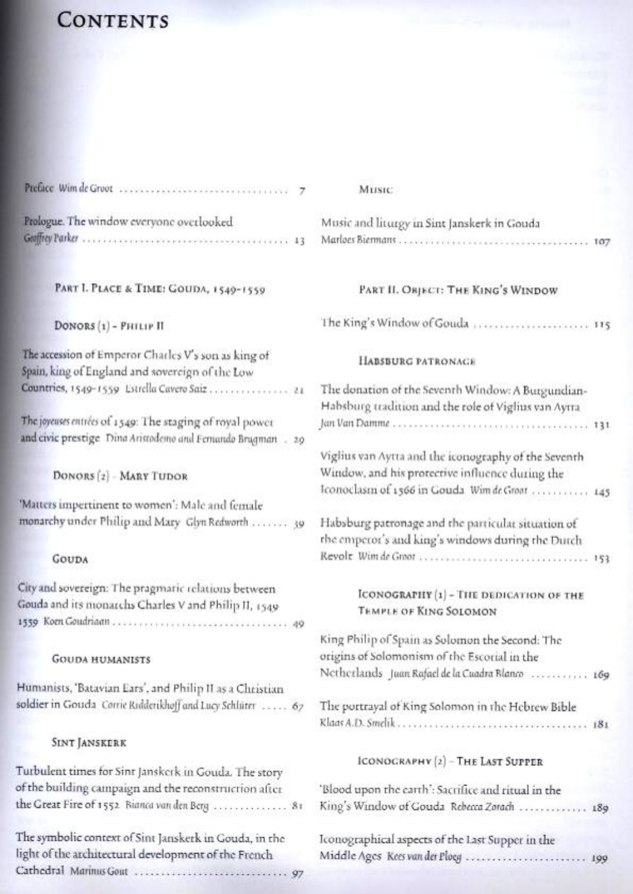# Contents

Preface *Wim de Groot* ................................ 7

Prologue. The window everyone overlooked
*Geoffrey Parker* ................................ 13

## Part I. Place & Time: Gouda, 1549-1559

### Donors (1) - Philip II

The accession of Emperor Charles V's son as king of Spain, king of England and sovereign of the Low Countries, 1549-1559 *Estrella Cavero Saiz* ................ 21

The *joyeuses entrées* of 1549: The staging of royal power and civic prestige *Dina Aristodemo and Fernando Brugman* . 29

### Donors (2) - Mary Tudor

'Matters impertinent to women': Male and female monarchy under Philip and Mary *Glyn Redworth* ....... 39

### Gouda

City and sovereign: The pragmatic relations between Gouda and its monarchs Charles V and Philip II, 1549-1559 *Koen Goudriaan* ................................ 49

### Gouda Humanists

Humanists, 'Batavian Ears', and Philip II as a Christian soldier in Gouda *Corrie Ridderikhoff and Lucy Schlüter* ..... 67

### Sint Janskerk

Turbulent times for Sint Janskerk in Gouda. The story of the building campaign and the reconstruction after the Great Fire of 1552 *Bianca van den Berg* .............. 81

The symbolic context of Sint Janskerk in Gouda, in the light of the architectural development of the French Cathedral *Marinus Gout* ................................ 97

### Music

Music and liturgy in Sint Janskerk in Gouda
*Marloes Biermans* ................................ 107

## Part II. Object: The King's Window

The King's Window of Gouda ...................... 115

### Habsburg Patronage

The donation of the Seventh Window: A Burgundian-Habsburg tradition and the role of Viglius van Aytta *Jan Van Damme* ................................ 131

Viglius van Aytta and the iconography of the Seventh Window, and his protective influence during the Iconoclasm of 1566 in Gouda *Wim de Groot* ........... 145

Habsburg patronage and the particular situation of the emperor's and king's windows during the Dutch Revolt *Wim de Groot* ................................ 153

### Iconography (1) - The Dedication of the Temple of King Solomon

King Philip of Spain as Solomon the Second: The origins of Solomonism of the Escorial in the Netherlands *Juan Rafael de la Cuadra Blanco* ........... 169

The portrayal of King Solomon in the Hebrew Bible
*Klaas A.D. Smelik* ................................ 181

### Iconography (2) - The Last Supper

'Blood upon the earth': Sacrifice and ritual in the King's Window of Gouda *Rebecca Zorach* ............. 189

Iconographical aspects of the Last Supper in the Middle Ages *Kees van der Ploeg* ........................ 199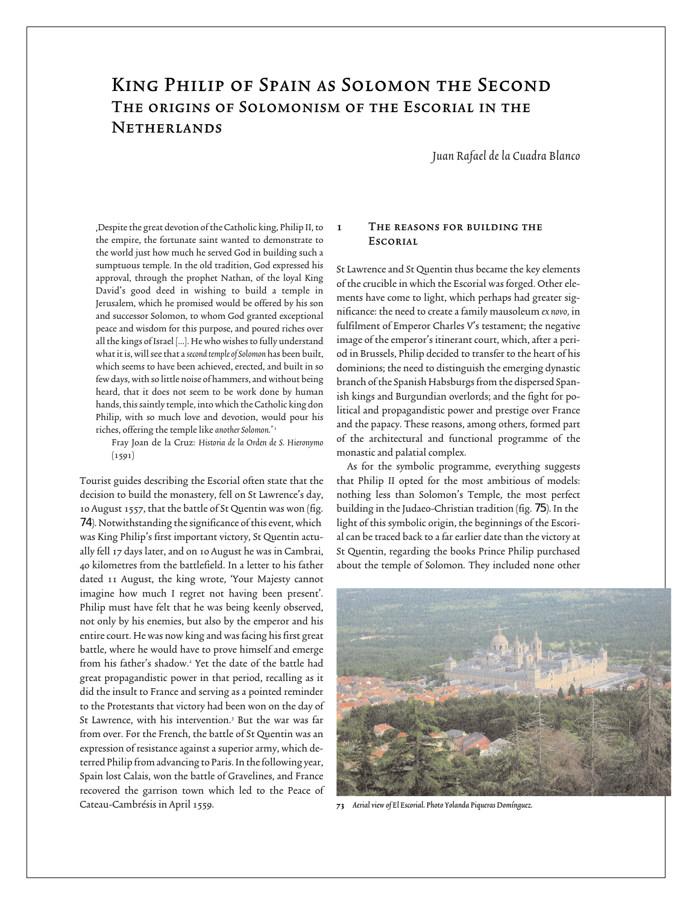# King Philip of Spain as Solomon the Second
## The origins of Solomonism of the Escorial in the Netherlands

*Juan Rafael de la Cuadra Blanco*

‚Despite the great devotion of the Catholic king, Philip II, to the empire, the fortunate saint wanted to demonstrate to the world just how much he served God in building such a sumptuous temple. In the old tradition, God expressed his approval, through the prophet Nathan, of the loyal King David's good deed in wishing to build a temple in Jerusalem, which he promised would be offered by his son and successor Solomon, to whom God granted exceptional peace and wisdom for this purpose, and poured riches over all the kings of Israel [...]. He who wishes to fully understand what it is, will see that a *second temple of Solomon* has been built, which seems to have been achieved, erected, and built in so few days, with so little noise of hammers, and without being heard, that it does not seem to be work done by human hands, this saintly temple, into which the Catholic king don Philip, with so much love and devotion, would pour his riches, offering the temple like *another Solomon*.'[1]

Fray Joan de la Cruz: *Historia de la Orden de S. Hieronymo* (1591)

Tourist guides describing the Escorial often state that the decision to build the monastery, fell on St Lawrence's day, 10 August 1557, that the battle of St Quentin was won (fig. 74). Notwithstanding the significance of this event, which was King Philip's first important victory, St Quentin actually fell 17 days later, and on 10 August he was in Cambrai, 40 kilometres from the battlefield. In a letter to his father dated 11 August, the king wrote, 'Your Majesty cannot imagine how much I regret not having been present'. Philip must have felt that he was being keenly observed, not only by his enemies, but also by the emperor and his entire court. He was now king and was facing his first great battle, where he would have to prove himself and emerge from his father's shadow.[2] Yet the date of the battle had great propagandistic power in that period, recalling as it did the insult to France and serving as a pointed reminder to the Protestants that victory had been won on the day of St Lawrence, with his intervention.[3] But the war was far from over. For the French, the battle of St Quentin was an expression of resistance against a superior army, which deterred Philip from advancing to Paris. In the following year, Spain lost Calais, won the battle of Gravelines, and France recovered the garrison town which led to the Peace of Cateau-Cambrésis in April 1559.

### 1 The reasons for building the Escorial

St Lawrence and St Quentin thus became the key elements of the crucible in which the Escorial was forged. Other elements have come to light, which perhaps had greater significance: the need to create a family mausoleum *ex novo*, in fulfilment of Emperor Charles V's testament; the negative image of the emperor's itinerant court, which, after a period in Brussels, Philip decided to transfer to the heart of his dominions; the need to distinguish the emerging dynastic branch of the Spanish Habsburgs from the dispersed Spanish kings and Burgundian overlords; and the fight for political and propagandistic power and prestige over France and the papacy. These reasons, among others, formed part of the architectural and functional programme of the monastic and palatial complex.

As for the symbolic programme, everything suggests that Philip II opted for the most ambitious of models: nothing less than Solomon's Temple, the most perfect building in the Judaeo-Christian tradition (fig. 75). In the light of this symbolic origin, the beginnings of the Escorial can be traced back to a far earlier date than the victory at St Quentin, regarding the books Prince Philip purchased about the temple of Solomon. They included none other

73 *Aerial view of El Escorial. Photo Yolanda Piqueras Domínguez.*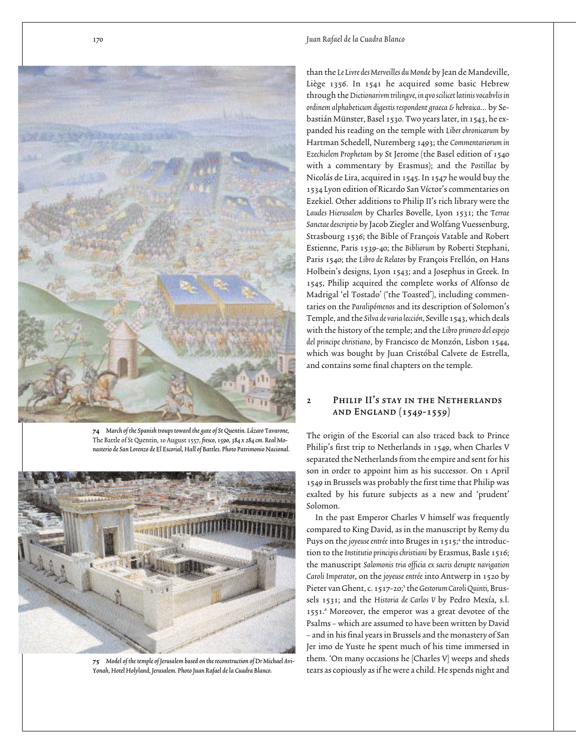74 March of the Spanish troups toward the gate of St Quentin. Lázaro Tavarone, The Battle of St Quentin, 10 August 1557, fresco, 1590, 384 x 284 cm. Real Monasterio de San Lorenzo de El Escorial, Hall of Battles. Photo Patrimonio Nacional.

75 Model of the temple of Jerusalem based on the reconstruction of Dr Michael Avi-Yonah, Hotel Holyland, Jerusalem. Photo Juan Rafael de la Cuadra Blanco.

than the *Le Livre des Merveilles du Monde* by Jean de Mandeville, Liège 1356. In 1541 he acquired some basic Hebrew through the *Dictionarivm trilingve, in qvo scilicet latinis vocabvlis in ordinem alphabeticum digestis respondent graeca & hebraica...* by Sebastián Münster, Basel 1530. Two years later, in 1543, he expanded his reading on the temple with *Liber chronicarum* by Hartman Schedell, Nuremberg 1493; the *Commentariorum in Ezechielem Prophetam* by St Jerome (the Basel edition of 1540 with a commentary by Erasmus); and the *Postillae* by Nicolás de Lira, acquired in 1545. In 1547 he would buy the 1534 Lyon edition of Ricardo San Víctor's commentaries on Ezekiel. Other additions to Philip II's rich library were the *Laudes Hierusalem* by Charles Bovelle, Lyon 1531; the *Terrae Sanctae descriptio* by Jacob Ziegler and Wolfang Vuessenburg, Strasbourg 1536; the Bible of François Vatable and Robert Estienne, Paris 1539-40; the *Bibliorum* by Roberti Stephani, Paris 1540; the *Libro de Relatos* by François Frellón, on Hans Holbein's designs, Lyon 1543; and a Josephus in Greek. In 1545, Philip acquired the complete works of Alfonso de Madrigal 'el Tostado' ('the Toasted'), including commentaries on the *Paralipómenos* and its description of Solomon's Temple, and the *Silva de varia lección*, Seville 1543, which deals with the history of the temple; and the *Libro primero del espejo del principe christiano*, by Francisco de Monzón, Lisbon 1544, which was bought by Juan Cristóbal Calvete de Estrella, and contains some final chapters on the temple.

## 2 Philip II's stay in the Netherlands and England (1549-1559)

The origin of the Escorial can also traced back to Prince Philip's first trip to Netherlands in 1549, when Charles V separated the Netherlands from the empire and sent for his son in order to appoint him as his successor. On 1 April 1549 in Brussels was probably the first time that Philip was exalted by his future subjects as a new and 'prudent' Solomon.

In the past Emperor Charles V himself was frequently compared to King David, as in the manuscript by Remy du Puys on the *joyeuse entrée* into Bruges in 1515;[4] the introduction to the *Institutio principis christiani* by Erasmus, Basle 1516; the manuscript *Salomonis tria officia ex sacris derupte navigation Caroli Imperator*, on the *joyeuse entrée* into Antwerp in 1520 by Pieter van Ghent, c. 1517-20;[5] the *Gestorum Caroli Quinti*, Brussels 1531; and the *Historia de Carlos V* by Pedro Mexía, s.l. 1551.[6] Moreover, the emperor was a great devotee of the Psalms – which are assumed to have been written by David – and in his final years in Brussels and the monastery of San Jer imo de Yuste he spent much of his time immersed in them. 'On many occasions he [Charles V] weeps and sheds tears as copiously as if he were a child. He spends night and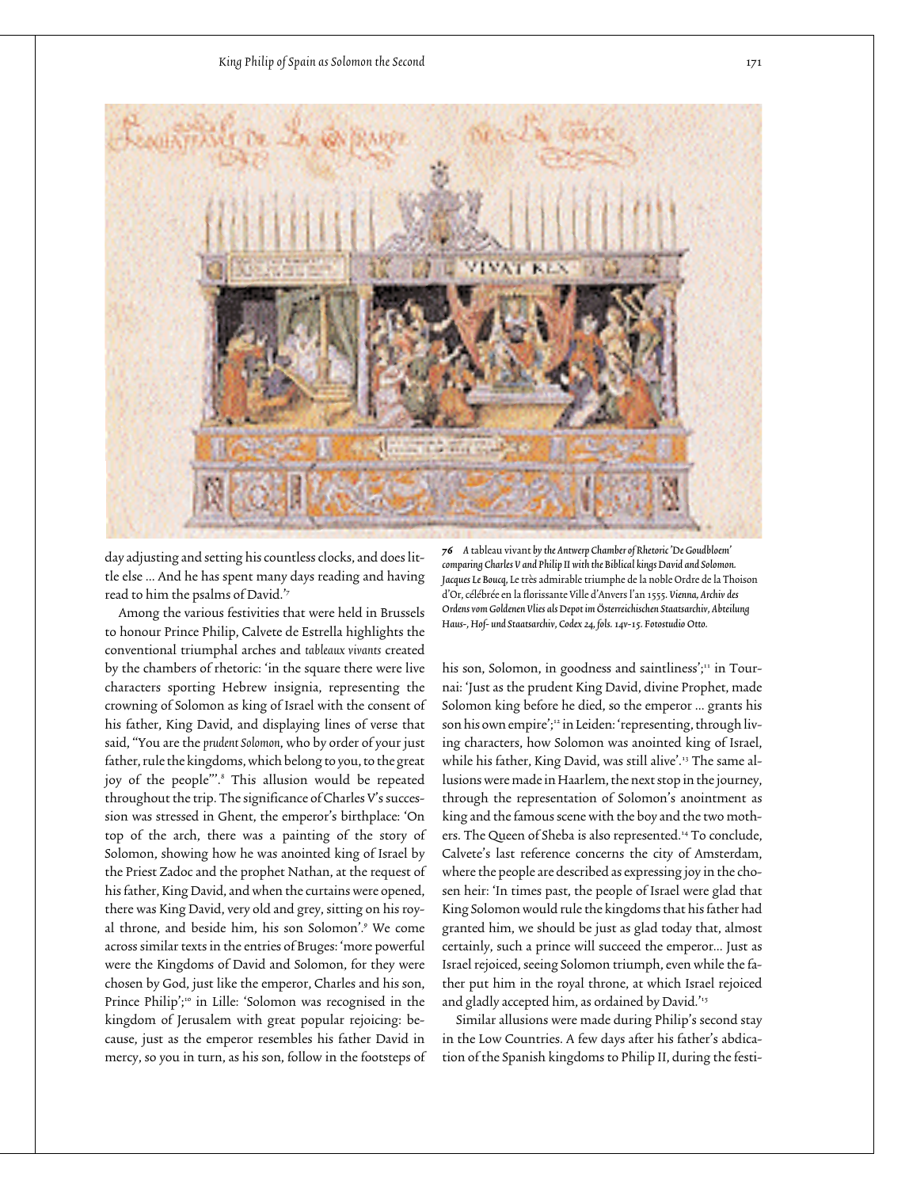day adjusting and setting his countless clocks, and does little else ... And he has spent many days reading and having read to him the psalms of David.'[7]

Among the various festivities that were held in Brussels to honour Prince Philip, Calvete de Estrella highlights the conventional triumphal arches and *tableaux vivants* created by the chambers of rhetoric: 'in the square there were live characters sporting Hebrew insignia, representing the crowning of Solomon as king of Israel with the consent of his father, King David, and displaying lines of verse that said, "You are the *prudent Solomon*, who by order of your just father, rule the kingdoms, which belong to you, to the great joy of the people"'.[8] This allusion would be repeated throughout the trip. The significance of Charles V's succession was stressed in Ghent, the emperor's birthplace: 'On top of the arch, there was a painting of the story of Solomon, showing how he was anointed king of Israel by the Priest Zadoc and the prophet Nathan, at the request of his father, King David, and when the curtains were opened, there was King David, very old and grey, sitting on his royal throne, and beside him, his son Solomon'.[9] We come across similar texts in the entries of Bruges: 'more powerful were the Kingdoms of David and Solomon, for they were chosen by God, just like the emperor, Charles and his son, Prince Philip';[10] in Lille: 'Solomon was recognised in the kingdom of Jerusalem with great popular rejoicing: because, just as the emperor resembles his father David in mercy, so you in turn, as his son, follow in the footsteps of his son, Solomon, in goodness and saintliness';[11] in Tournai: 'Just as the prudent King David, divine Prophet, made Solomon king before he died, so the emperor ... grants his son his own empire';[12] in Leiden: 'representing, through living characters, how Solomon was anointed king of Israel, while his father, King David, was still alive'.[13] The same allusions were made in Haarlem, the next stop in the journey, through the representation of Solomon's anointment as king and the famous scene with the boy and the two mothers. The Queen of Sheba is also represented.[14] To conclude, Calvete's last reference concerns the city of Amsterdam, where the people are described as expressing joy in the chosen heir: 'In times past, the people of Israel were glad that King Solomon would rule the kingdoms that his father had granted him, we should be just as glad today that, almost certainly, such a prince will succeed the emperor... Just as Israel rejoiced, seeing Solomon triumph, even while the father put him in the royal throne, at which Israel rejoiced and gladly accepted him, as ordained by David.'[15]

Similar allusions were made during Philip's second stay in the Low Countries. A few days after his father's abdication of the Spanish kingdoms to Philip II, during the festi-

***76*** *A* tableau vivant *by the Antwerp Chamber of Rhetoric 'De Goudbloem' comparing Charles V and Philip II with the Biblical kings David and Solomon. Jacques Le Boucq,* Le très admirable triumphe de la noble Ordre de la Thoison d'Or, célébrée en la florissante Ville d'Anvers l'an 1555. *Vienna, Archiv des Ordens vom Goldenen Vlies als Depot im Österreichischen Staatsarchiv, Abteilung Haus-, Hof- und Staatsarchiv, Codex 24, fols. 14v-15. Fotostudio Otto.*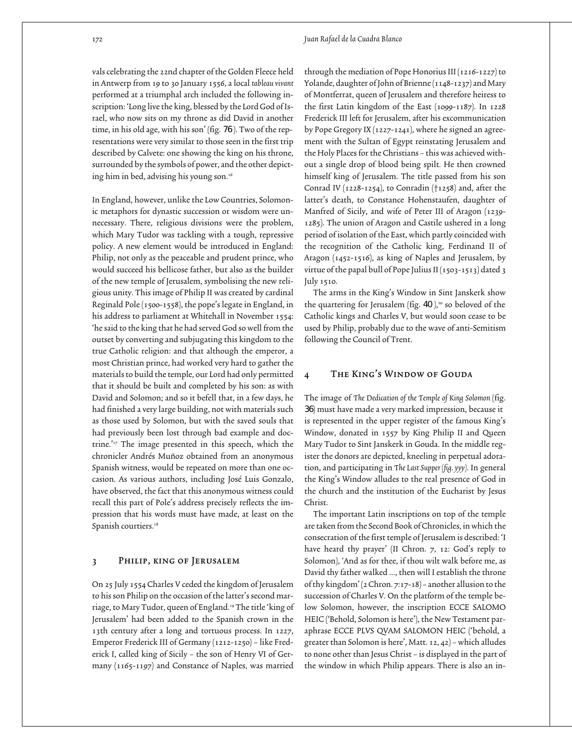vals celebrating the 22nd chapter of the Golden Fleece held in Antwerp from 19 to 30 January 1556, a local *tableau vivant* performed at a triumphal arch included the following inscription: 'Long live the king, blessed by the Lord God of Israel, who now sits on my throne as did David in another time, in his old age, with his son' (fig. 76). Two of the representations were very similar to those seen in the first trip described by Calvete: one showing the king on his throne, surrounded by the symbols of power, and the other depicting him in bed, advising his young son.[16]

In England, however, unlike the Low Countries, Solomonic metaphors for dynastic succession or wisdom were unnecessary. There, religious divisions were the problem, which Mary Tudor was tackling with a tough, repressive policy. A new element would be introduced in England: Philip, not only as the peaceable and prudent prince, who would succeed his bellicose father, but also as the builder of the new temple of Jerusalem, symbolising the new religious unity. This image of Philip II was created by cardinal Reginald Pole (1500-1558), the pope's legate in England, in his address to parliament at Whitehall in November 1554: 'he said to the king that he had served God so well from the outset by converting and subjugating this kingdom to the true Catholic religion: and that although the emperor, a most Christian prince, had worked very hard to gather the materials to build the temple, our Lord had only permitted that it should be built and completed by his son: as with David and Solomon; and so it befell that, in a few days, he had finished a very large building, not with materials such as those used by Solomon, but with the saved souls that had previously been lost through bad example and doctrine.'[17] The image presented in this speech, which the chronicler Andrés Muñoz obtained from an anonymous Spanish witness, would be repeated on more than one occasion. As various authors, including José Luis Gonzalo, have observed, the fact that this anonymous witness could recall this part of Pole's address precisely reflects the impression that his words must have made, at least on the Spanish courtiers.[18]

## 3 Philip, king of Jerusalem

On 25 July 1554 Charles V ceded the kingdom of Jerusalem to his son Philip on the occasion of the latter's second marriage, to Mary Tudor, queen of England.[19] The title 'king of Jerusalem' had been added to the Spanish crown in the 13th century after a long and tortuous process. In 1227, Emperor Frederick III of Germany (1212-1250) – like Frederick I, called king of Sicily – the son of Henry VI of Germany (1165-1197) and Constance of Naples, was married through the mediation of Pope Honorius III (1216-1227) to Yolande, daughter of John of Brienne (1148-1237) and Mary of Montferrat, queen of Jerusalem and therefore heiress to the first Latin kingdom of the East (1099-1187). In 1228 Frederick III left for Jerusalem, after his excommunication by Pope Gregory IX (1227-1241), where he signed an agreement with the Sultan of Egypt reinstating Jerusalem and the Holy Places for the Christians – this was achieved without a single drop of blood being spilt. He then crowned himself king of Jerusalem. The title passed from his son Conrad IV (1228-1254), to Conradin (†1258) and, after the latter's death, to Constance Hohenstaufen, daughter of Manfred of Sicily, and wife of Peter III of Aragon (1239-1285). The union of Aragon and Castile ushered in a long period of isolation of the East, which partly coincided with the recognition of the Catholic king, Ferdinand II of Aragon (1452-1516), as king of Naples and Jerusalem, by virtue of the papal bull of Pope Julius II (1503-1513) dated 3 July 1510.

The arms in the King's Window in Sint Janskerk show the quartering for Jerusalem (fig. 40),[20] so beloved of the Catholic kings and Charles V, but would soon cease to be used by Philip, probably due to the wave of anti-Semitism following the Council of Trent.

## 4 The King's Window of Gouda

The image of *The Dedication of the Temple of King Solomon* (fig. 36) must have made a very marked impression, because it is represented in the upper register of the famous King's Window, donated in 1557 by King Philip II and Queen Mary Tudor to Sint Janskerk in Gouda. In the middle register the donors are depicted, kneeling in perpetual adoration, and participating in *The Last Supper (fig. yyy)*. In general the King's Window alludes to the real presence of God in the church and the institution of the Eucharist by Jesus Christ.

The important Latin inscriptions on top of the temple are taken from the Second Book of Chronicles, in which the consecration of the first temple of Jerusalem is described: 'I have heard thy prayer' (II Chron. 7, 12: God's reply to Solomon), 'And as for thee, if thou wilt walk before me, as David thy father walked ..., then will I establish the throne of thy kingdom' (2 Chron. 7:17-18) – another allusion to the succession of Charles V. On the platform of the temple below Solomon, however, the inscription ECCE SALOMO HEIC ('Behold, Solomon is here'), the New Testament paraphrase ECCE PLVS QVAM SALOMON HEIC ('behold, a greater than Solomon is here', Matt. 12, 42) – which alludes to none other than Jesus Christ – is displayed in the part of the window in which Philip appears. There is also an in-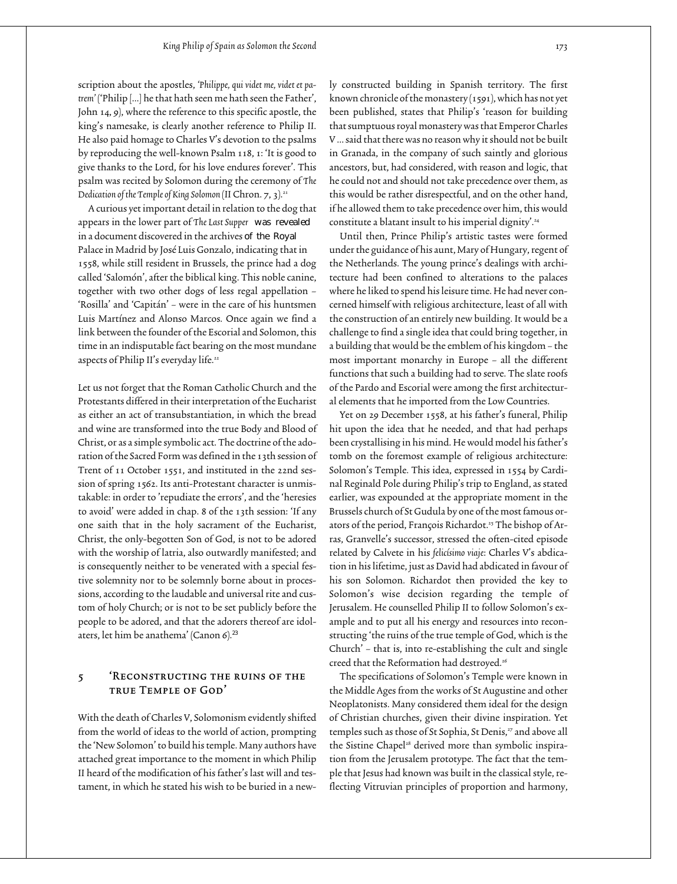scription about the apostles, *'Philippe, qui videt me, videt et patrem'* ('Philip [...] he that hath seen me hath seen the Father', John 14, 9), where the reference to this specific apostle, the king's namesake, is clearly another reference to Philip II. He also paid homage to Charles V's devotion to the psalms by reproducing the well-known Psalm 118, 1: 'It is good to give thanks to the Lord, for his love endures forever'. This psalm was recited by Solomon during the ceremony of *The Dedication of the Temple of King Solomon* (II Chron. 7, 3).[21]

A curious yet important detail in relation to the dog that appears in the lower part of *The Last Supper* was revealed in a document discovered in the archives of the Royal Palace in Madrid by José Luis Gonzalo, indicating that in 1558, while still resident in Brussels, the prince had a dog called 'Salomón', after the biblical king. This noble canine, together with two other dogs of less regal appellation – 'Rosilla' and 'Capitán' – were in the care of his huntsmen Luis Martínez and Alonso Marcos. Once again we find a link between the founder of the Escorial and Solomon, this time in an indisputable fact bearing on the most mundane aspects of Philip II's everyday life.[22]

Let us not forget that the Roman Catholic Church and the Protestants differed in their interpretation of the Eucharist as either an act of transubstantiation, in which the bread and wine are transformed into the true Body and Blood of Christ, or as a simple symbolic act. The doctrine of the adoration of the Sacred Form was defined in the 13th session of Trent of 11 October 1551, and instituted in the 22nd session of spring 1562. Its anti-Protestant character is unmistakable: in order to 'repudiate the errors', and the 'heresies to avoid' were added in chap. 8 of the 13th session: 'If any one saith that in the holy sacrament of the Eucharist, Christ, the only-begotten Son of God, is not to be adored with the worship of latria, also outwardly manifested; and is consequently neither to be venerated with a special festive solemnity nor to be solemnly borne about in processions, according to the laudable and universal rite and custom of holy Church; or is not to be set publicly before the people to be adored, and that the adorers thereof are idolaters, let him be anathema' (Canon 6).[23]

## 5 'Reconstructing the ruins of the true Temple of God'

With the death of Charles V, Solomonism evidently shifted from the world of ideas to the world of action, prompting the 'New Solomon' to build his temple. Many authors have attached great importance to the moment in which Philip II heard of the modification of his father's last will and testament, in which he stated his wish to be buried in a newly constructed building in Spanish territory. The first known chronicle of the monastery (1591), which has not yet been published, states that Philip's 'reason for building that sumptuous royal monastery was that Emperor Charles V ... said that there was no reason why it should not be built in Granada, in the company of such saintly and glorious ancestors, but, had considered, with reason and logic, that he could not and should not take precedence over them, as this would be rather disrespectful, and on the other hand, if he allowed them to take precedence over him, this would constitute a blatant insult to his imperial dignity'.[24]

Until then, Prince Philip's artistic tastes were formed under the guidance of his aunt, Mary of Hungary, regent of the Netherlands. The young prince's dealings with architecture had been confined to alterations to the palaces where he liked to spend his leisure time. He had never concerned himself with religious architecture, least of all with the construction of an entirely new building. It would be a challenge to find a single idea that could bring together, in a building that would be the emblem of his kingdom – the most important monarchy in Europe – all the different functions that such a building had to serve. The slate roofs of the Pardo and Escorial were among the first architectural elements that he imported from the Low Countries.

Yet on 29 December 1558, at his father's funeral, Philip hit upon the idea that he needed, and that had perhaps been crystallising in his mind. He would model his father's tomb on the foremost example of religious architecture: Solomon's Temple. This idea, expressed in 1554 by Cardinal Reginald Pole during Philip's trip to England, as stated earlier, was expounded at the appropriate moment in the Brussels church of St Gudula by one of the most famous orators of the period, François Richardot.[25] The bishop of Arras, Granvelle's successor, stressed the often-cited episode related by Calvete in his *felicísimo viaje*: Charles V's abdication in his lifetime, just as David had abdicated in favour of his son Solomon. Richardot then provided the key to Solomon's wise decision regarding the temple of Jerusalem. He counselled Philip II to follow Solomon's example and to put all his energy and resources into reconstructing 'the ruins of the true temple of God, which is the Church' – that is, into re-establishing the cult and single creed that the Reformation had destroyed.[26]

The specifications of Solomon's Temple were known in the Middle Ages from the works of St Augustine and other Neoplatonists. Many considered them ideal for the design of Christian churches, given their divine inspiration. Yet temples such as those of St Sophia, St Denis,[27] and above all the Sistine Chapel[28] derived more than symbolic inspiration from the Jerusalem prototype. The fact that the temple that Jesus had known was built in the classical style, reflecting Vitruvian principles of proportion and harmony,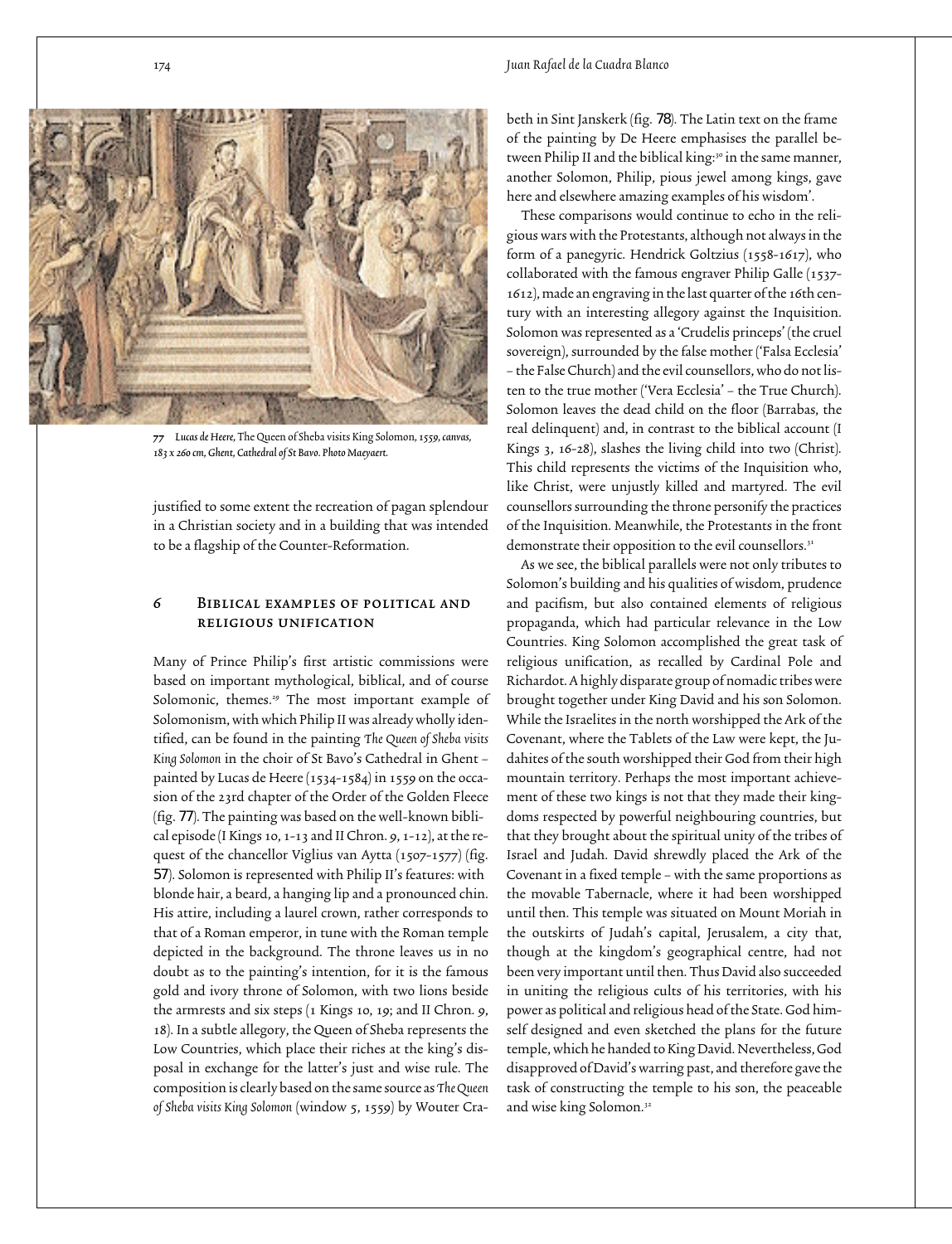77 *Lucas de Heere, The Queen of Sheba visits King Solomon, 1559, canvas, 183 x 260 cm, Ghent, Cathedral of St Bavo. Photo Maeyaert.*

justified to some extent the recreation of pagan splendour in a Christian society and in a building that was intended to be a flagship of the Counter-Reformation.

## 6 Biblical examples of political and religious unification

Many of Prince Philip's first artistic commissions were based on important mythological, biblical, and of course Solomonic, themes.[29] The most important example of Solomonism, with which Philip II was already wholly identified, can be found in the painting *The Queen of Sheba visits King Solomon* in the choir of St Bavo's Cathedral in Ghent – painted by Lucas de Heere (1534-1584) in 1559 on the occasion of the 23rd chapter of the Order of the Golden Fleece (fig. 77). The painting was based on the well-known biblical episode (I Kings 10, 1-13 and II Chron. 9, 1-12), at the request of the chancellor Viglius van Aytta (1507-1577) (fig. 57). Solomon is represented with Philip II's features: with blonde hair, a beard, a hanging lip and a pronounced chin. His attire, including a laurel crown, rather corresponds to that of a Roman emperor, in tune with the Roman temple depicted in the background. The throne leaves us in no doubt as to the painting's intention, for it is the famous gold and ivory throne of Solomon, with two lions beside the armrests and six steps (1 Kings 10, 19; and II Chron. 9, 18). In a subtle allegory, the Queen of Sheba represents the Low Countries, which place their riches at the king's disposal in exchange for the latter's just and wise rule. The composition is clearly based on the same source as *The Queen of Sheba visits King Solomon* (window 5, 1559) by Wouter Crabeth in Sint Janskerk (fig. 78). The Latin text on the frame of the painting by De Heere emphasises the parallel between Philip II and the biblical king:[30] in the same manner, another Solomon, Philip, pious jewel among kings, gave here and elsewhere amazing examples of his wisdom'.

These comparisons would continue to echo in the religious wars with the Protestants, although not always in the form of a panegyric. Hendrick Goltzius (1558-1617), who collaborated with the famous engraver Philip Galle (1537-1612), made an engraving in the last quarter of the 16th century with an interesting allegory against the Inquisition. Solomon was represented as a 'Crudelis princeps' (the cruel sovereign), surrounded by the false mother ('Falsa Ecclesia' – the False Church) and the evil counsellors, who do not listen to the true mother ('Vera Ecclesia' – the True Church). Solomon leaves the dead child on the floor (Barrabas, the real delinquent) and, in contrast to the biblical account (I Kings 3, 16-28), slashes the living child into two (Christ). This child represents the victims of the Inquisition who, like Christ, were unjustly killed and martyred. The evil counsellors surrounding the throne personify the practices of the Inquisition. Meanwhile, the Protestants in the front demonstrate their opposition to the evil counsellors.[31]

As we see, the biblical parallels were not only tributes to Solomon's building and his qualities of wisdom, prudence and pacifism, but also contained elements of religious propaganda, which had particular relevance in the Low Countries. King Solomon accomplished the great task of religious unification, as recalled by Cardinal Pole and Richardot. A highly disparate group of nomadic tribes were brought together under King David and his son Solomon. While the Israelites in the north worshipped the Ark of the Covenant, where the Tablets of the Law were kept, the Judahites of the south worshipped their God from their high mountain territory. Perhaps the most important achievement of these two kings is not that they made their kingdoms respected by powerful neighbouring countries, but that they brought about the spiritual unity of the tribes of Israel and Judah. David shrewdly placed the Ark of the Covenant in a fixed temple – with the same proportions as the movable Tabernacle, where it had been worshipped until then. This temple was situated on Mount Moriah in the outskirts of Judah's capital, Jerusalem, a city that, though at the kingdom's geographical centre, had not been very important until then. Thus David also succeeded in uniting the religious cults of his territories, with his power as political and religious head of the State. God himself designed and even sketched the plans for the future temple, which he handed to King David. Nevertheless, God disapproved of David's warring past, and therefore gave the task of constructing the temple to his son, the peaceable and wise king Solomon.[32]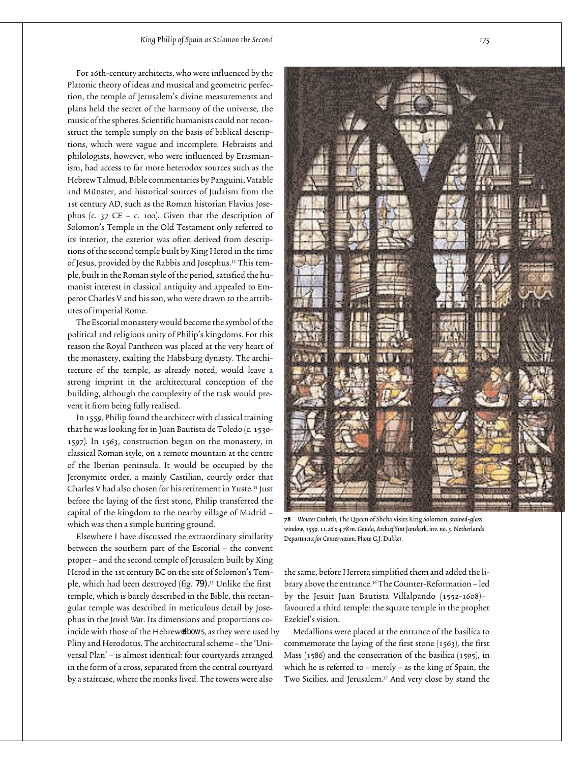For 16th-century architects, who were influenced by the Platonic theory of ideas and musical and geometric perfection, the temple of Jerusalem's divine measurements and plans held the secret of the harmony of the universe, the music of the spheres. Scientific humanists could not reconstruct the temple simply on the basis of biblical descriptions, which were vague and incomplete. Hebraists and philologists, however, who were influenced by Erasmianism, had access to far more heterodox sources such as the Hebrew Talmud, Bible commentaries by Panguini, Vatable and Münster, and historical sources of Judaism from the 1st century AD, such as the Roman historian Flavius Josephus (c. 37 CE – c. 100). Given that the description of Solomon's Temple in the Old Testament only referred to its interior, the exterior was often derived from descriptions of the second temple built by King Herod in the time of Jesus, provided by the Rabbis and Josephus.[33] This temple, built in the Roman style of the period, satisfied the humanist interest in classical antiquity and appealed to Emperor Charles V and his son, who were drawn to the attributes of imperial Rome.

The Escorial monastery would become the symbol of the political and religious unity of Philip's kingdoms. For this reason the Royal Pantheon was placed at the very heart of the monastery, exalting the Habsburg dynasty. The architecture of the temple, as already noted, would leave a strong imprint in the architectural conception of the building, although the complexity of the task would prevent it from being fully realised.

In 1559, Philip found the architect with classical training that he was looking for in Juan Bautista de Toledo (c. 1530-1597). In 1563, construction began on the monastery, in classical Roman style, on a remote mountain at the centre of the Iberian peninsula. It would be occupied by the Jeronymite order, a mainly Castilian, courtly order that Charles V had also chosen for his retirement in Yuste.[34] Just before the laying of the first stone, Philip transferred the capital of the kingdom to the nearby village of Madrid – which was then a simple hunting ground.

Elsewhere I have discussed the extraordinary similarity between the southern part of the Escorial – the convent proper – and the second temple of Jerusalem built by King Herod in the 1st century BC on the site of Solomon's Temple, which had been destroyed (fig. 79).[35] Unlike the first temple, which is barely described in the Bible, this rectangular temple was described in meticulous detail by Josephus in the *Jewish War*. Its dimensions and proportions coincide with those of the Hebrew elbows, as they were used by Pliny and Herodotus. The architectural scheme – the 'Universal Plan' – is almost identical: four courtyards arranged in the form of a cross, separated from the central courtyard by a staircase, where the monks lived. The towers were also the same, before Herrera simplified them and added the library above the entrance.[36] The Counter-Reformation – led by the Jesuit Juan Bautista Villalpando (1552-1608)– favoured a third temple: the square temple in the prophet Ezekiel's vision.

**78** *Wouter Crabeth,* The Queen of Sheba visits King Solomon, *stained-glass window, 1559, 11.26 x 4.78 m. Gouda, Archief Sint Janskerk, inv. no. 5. Netherlands Department for Conservation. Photo G.J. Dukker.*

Medallions were placed at the entrance of the basilica to commemorate the laying of the first stone (1563), the first Mass (1586) and the consecration of the basilica (1595), in which he is referred to – merely – as the king of Spain, the Two Sicilies, and Jerusalem.[37] And very close by stand the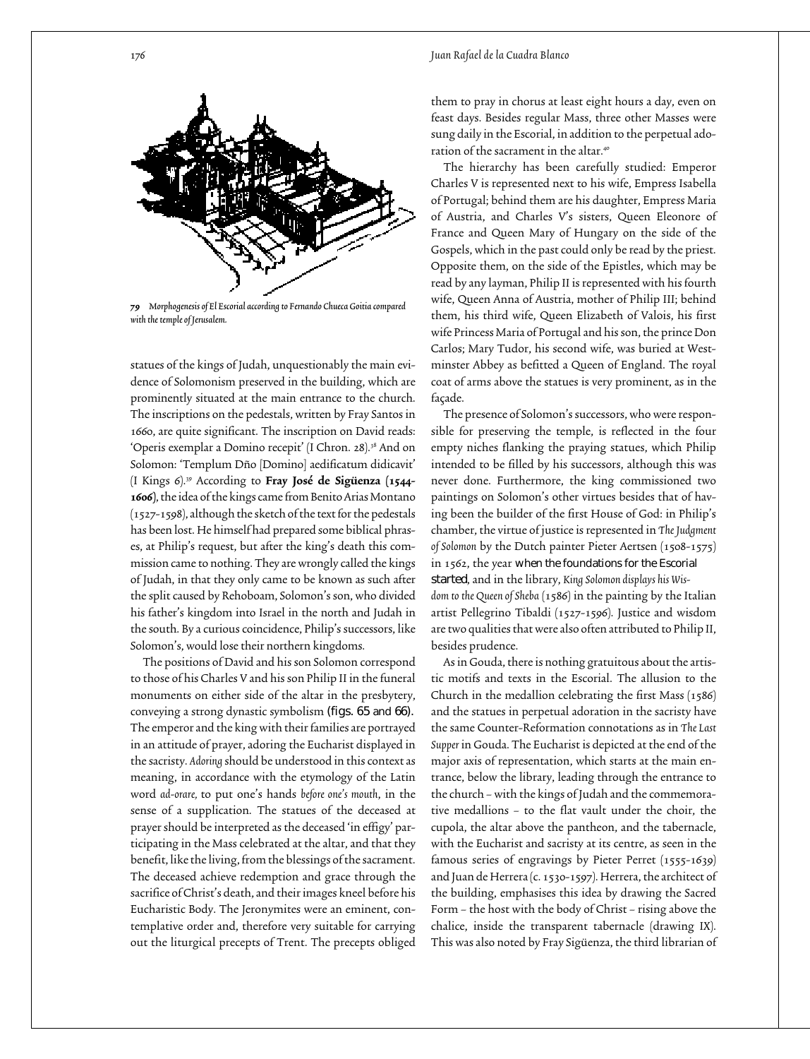*79 Morphogenesis of El Escorial according to Fernando Chueca Goitia compared with the temple of Jerusalem.*

statues of the kings of Judah, unquestionably the main evidence of Solomonism preserved in the building, which are prominently situated at the main entrance to the church. The inscriptions on the pedestals, written by Fray Santos in 1660, are quite significant. The inscription on David reads: 'Operis exemplar a Domino recepit' (I Chron. 28).[38] And on Solomon: 'Templum Dño [Domino] aedificatum didicavit' (I Kings 6).[39] According to **Fray José de Sigüenza (1544-1606)**, the idea of the kings came from Benito Arias Montano (1527-1598), although the sketch of the text for the pedestals has been lost. He himself had prepared some biblical phrases, at Philip's request, but after the king's death this commission came to nothing. They are wrongly called the kings of Judah, in that they only came to be known as such after the split caused by Rehoboam, Solomon's son, who divided his father's kingdom into Israel in the north and Judah in the south. By a curious coincidence, Philip's successors, like Solomon's, would lose their northern kingdoms.

The positions of David and his son Solomon correspond to those of his Charles V and his son Philip II in the funeral monuments on either side of the altar in the presbytery, conveying a strong dynastic symbolism (figs. 65 and 66). The emperor and the king with their families are portrayed in an attitude of prayer, adoring the Eucharist displayed in the sacristy. *Adoring* should be understood in this context as meaning, in accordance with the etymology of the Latin word *ad-orare*, to put one's hands *before one's mouth*, in the sense of a supplication. The statues of the deceased at prayer should be interpreted as the deceased 'in effigy' participating in the Mass celebrated at the altar, and that they benefit, like the living, from the blessings of the sacrament. The deceased achieve redemption and grace through the sacrifice of Christ's death, and their images kneel before his Eucharistic Body. The Jeronymites were an eminent, contemplative order and, therefore very suitable for carrying out the liturgical precepts of Trent. The precepts obliged them to pray in chorus at least eight hours a day, even on feast days. Besides regular Mass, three other Masses were sung daily in the Escorial, in addition to the perpetual adoration of the sacrament in the altar.[40]

The hierarchy has been carefully studied: Emperor Charles V is represented next to his wife, Empress Isabella of Portugal; behind them are his daughter, Empress Maria of Austria, and Charles V's sisters, Queen Eleonore of France and Queen Mary of Hungary on the side of the Gospels, which in the past could only be read by the priest. Opposite them, on the side of the Epistles, which may be read by any layman, Philip II is represented with his fourth wife, Queen Anna of Austria, mother of Philip III; behind them, his third wife, Queen Elizabeth of Valois, his first wife Princess Maria of Portugal and his son, the prince Don Carlos; Mary Tudor, his second wife, was buried at Westminster Abbey as befitted a Queen of England. The royal coat of arms above the statues is very prominent, as in the façade.

The presence of Solomon's successors, who were responsible for preserving the temple, is reflected in the four empty niches flanking the praying statues, which Philip intended to be filled by his successors, although this was never done. Furthermore, the king commissioned two paintings on Solomon's other virtues besides that of having been the builder of the first House of God: in Philip's chamber, the virtue of justice is represented in *The Judgment of Solomon* by the Dutch painter Pieter Aertsen (1508-1575) in 1562, the year when the foundations for the Escorial started, and in the library, *King Solomon displays his Wisdom to the Queen of Sheba* (1586) in the painting by the Italian artist Pellegrino Tibaldi (1527-1596). Justice and wisdom are two qualities that were also often attributed to Philip II, besides prudence.

As in Gouda, there is nothing gratuitous about the artistic motifs and texts in the Escorial. The allusion to the Church in the medallion celebrating the first Mass (1586) and the statues in perpetual adoration in the sacristy have the same Counter-Reformation connotations as in *The Last Supper* in Gouda. The Eucharist is depicted at the end of the major axis of representation, which starts at the main entrance, below the library, leading through the entrance to the church – with the kings of Judah and the commemorative medallions – to the flat vault under the choir, the cupola, the altar above the pantheon, and the tabernacle, with the Eucharist and sacristy at its centre, as seen in the famous series of engravings by Pieter Perret (1555-1639) and Juan de Herrera (c. 1530-1597). Herrera, the architect of the building, emphasises this idea by drawing the Sacred Form – the host with the body of Christ – rising above the chalice, inside the transparent tabernacle (drawing IX). This was also noted by Fray Sigüenza, the third librarian of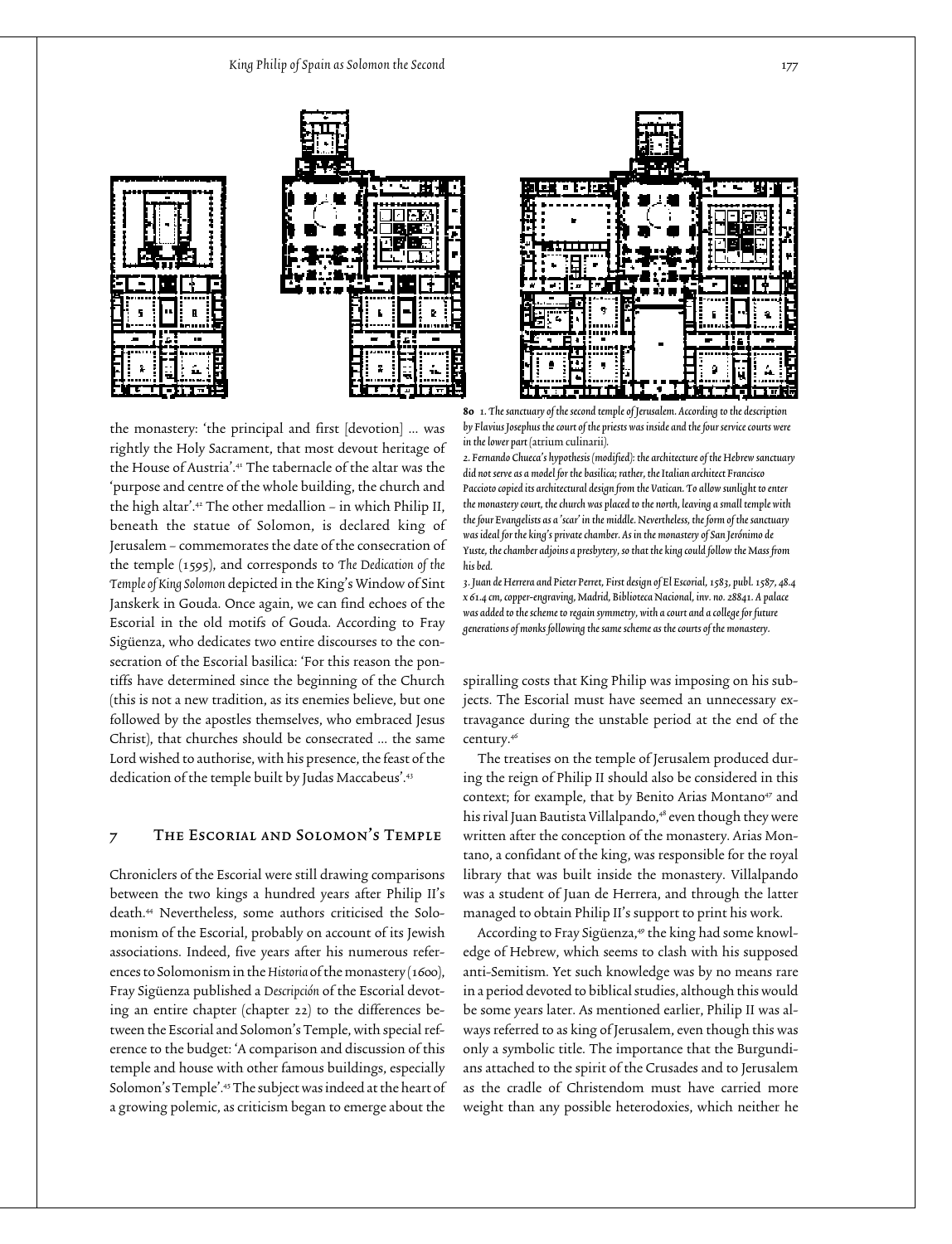the monastery: 'the principal and first [devotion] ... was rightly the Holy Sacrament, that most devout heritage of the House of Austria'.[41] The tabernacle of the altar was the 'purpose and centre of the whole building, the church and the high altar'.[42] The other medallion – in which Philip II, beneath the statue of Solomon, is declared king of Jerusalem – commemorates the date of the consecration of the temple (1595), and corresponds to *The Dedication of the Temple of King Solomon* depicted in the King's Window of Sint Janskerk in Gouda. Once again, we can find echoes of the Escorial in the old motifs of Gouda. According to Fray Sigüenza, who dedicates two entire discourses to the consecration of the Escorial basilica: 'For this reason the pontiffs have determined since the beginning of the Church (this is not a new tradition, as its enemies believe, but one followed by the apostles themselves, who embraced Jesus Christ), that churches should be consecrated ... the same Lord wished to authorise, with his presence, the feast of the dedication of the temple built by Judas Maccabeus'.[43]

## 7 The Escorial and Solomon's Temple

Chroniclers of the Escorial were still drawing comparisons between the two kings a hundred years after Philip II's death.[44] Nevertheless, some authors criticised the Solomonism of the Escorial, probably on account of its Jewish associations. Indeed, five years after his numerous references to Solomonism in the *Historia* of the monastery (1600), Fray Sigüenza published a *Descripción* of the Escorial devoting an entire chapter (chapter 22) to the differences between the Escorial and Solomon's Temple, with special reference to the budget: 'A comparison and discussion of this temple and house with other famous buildings, especially Solomon's Temple'.[45] The subject was indeed at the heart of a growing polemic, as criticism began to emerge about the spiralling costs that King Philip was imposing on his subjects. The Escorial must have seemed an unnecessary extravagance during the unstable period at the end of the century.[46]

**80** *1. The sanctuary of the second temple of Jerusalem. According to the description by Flavius Josephus the court of the priests was inside and the four service courts were in the lower part (atrium culinarii).*
*2. Fernando Chueca's hypothesis (modified): the architecture of the Hebrew sanctuary did not serve as a model for the basilica; rather, the Italian architect Francisco Paccioto copied its architectural design from the Vatican. To allow sunlight to enter the monastery court, the church was placed to the north, leaving a small temple with the four Evangelists as a 'scar' in the middle. Nevertheless, the form of the sanctuary was ideal for the king's private chamber. As in the monastery of San Jerónimo de Yuste, the chamber adjoins a presbytery, so that the king could follow the Mass from his bed.*
*3. Juan de Herrera and Pieter Perret, First design of El Escorial, 1583, publ. 1587, 48.4 x 61.4 cm, copper-engraving, Madrid, Biblioteca Nacional, inv. no. 28841. A palace was added to the scheme to regain symmetry, with a court and a college for future generations of monks following the same scheme as the courts of the monastery.*

The treatises on the temple of Jerusalem produced during the reign of Philip II should also be considered in this context; for example, that by Benito Arias Montano[47] and his rival Juan Bautista Villalpando,[48] even though they were written after the conception of the monastery. Arias Montano, a confidant of the king, was responsible for the royal library that was built inside the monastery. Villalpando was a student of Juan de Herrera, and through the latter managed to obtain Philip II's support to print his work.

According to Fray Sigüenza,[49] the king had some knowledge of Hebrew, which seems to clash with his supposed anti-Semitism. Yet such knowledge was by no means rare in a period devoted to biblical studies, although this would be some years later. As mentioned earlier, Philip II was always referred to as king of Jerusalem, even though this was only a symbolic title. The importance that the Burgundians attached to the spirit of the Crusades and to Jerusalem as the cradle of Christendom must have carried more weight than any possible heterodoxies, which neither he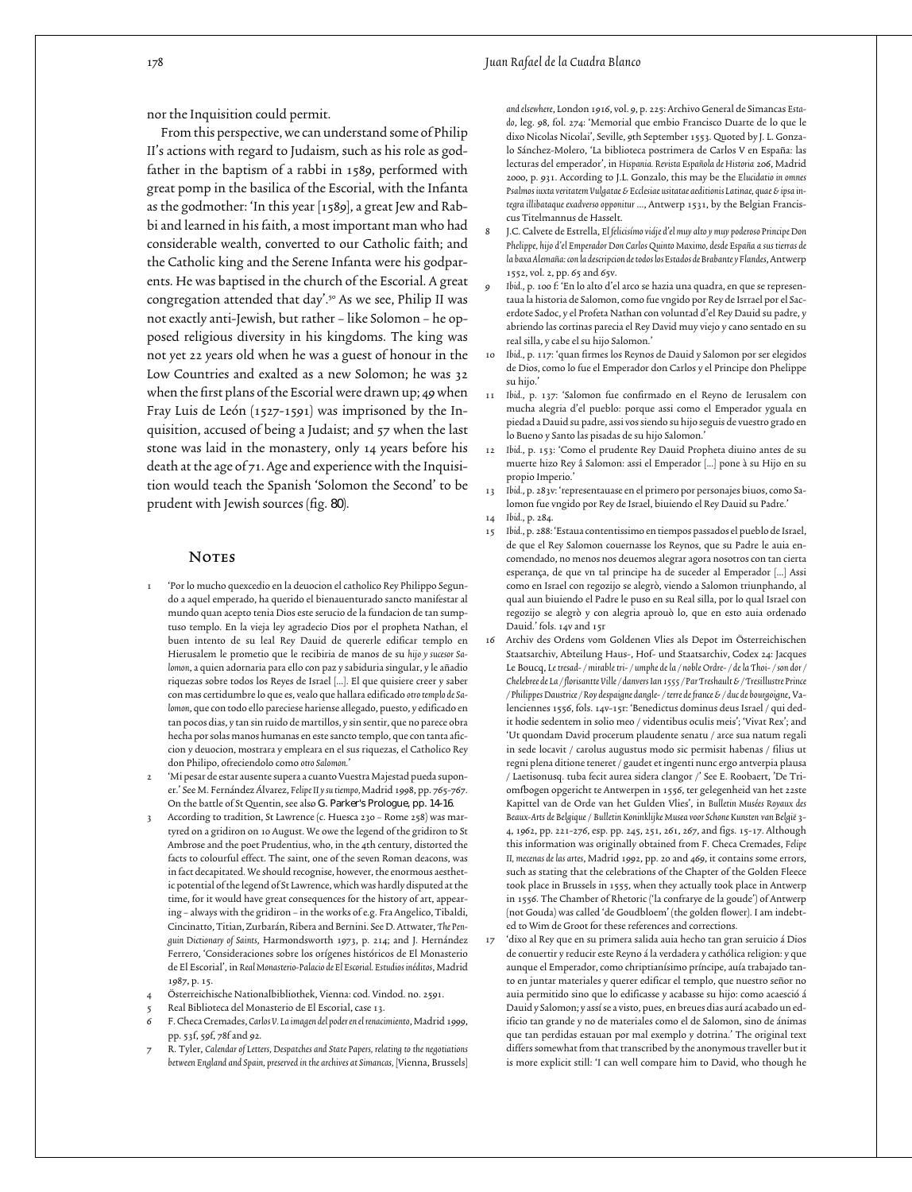nor the Inquisition could permit.

From this perspective, we can understand some of Philip II's actions with regard to Judaism, such as his role as godfather in the baptism of a rabbi in 1589, performed with great pomp in the basilica of the Escorial, with the Infanta as the godmother: 'In this year [1589], a great Jew and Rabbi and learned in his faith, a most important man who had considerable wealth, converted to our Catholic faith; and the Catholic king and the Serene Infanta were his godparents. He was baptised in the church of the Escorial. A great congregation attended that day'.[50] As we see, Philip II was not exactly anti-Jewish, but rather – like Solomon – he opposed religious diversity in his kingdoms. The king was not yet 22 years old when he was a guest of honour in the Low Countries and exalted as a new Solomon; he was 32 when the first plans of the Escorial were drawn up; 49 when Fray Luis de León (1527-1591) was imprisoned by the Inquisition, accused of being a Judaist; and 57 when the last stone was laid in the monastery, only 14 years before his death at the age of 71. Age and experience with the Inquisition would teach the Spanish 'Solomon the Second' to be prudent with Jewish sources (fig. 80).

## Notes

1. 'Por lo mucho quexcedio en la deuocion el catholico Rey Philippo Segundo a aquel emperado, ha querido el bienauenturado sancto manifestar al mundo quan acepto tenia Dios este serucio de la fundacion de tan sumptuoso templo. En la vieja ley agradecio Dios por el propheta Nathan, el buen intento de su leal Rey Dauid de quererle edificar templo en Hierusalem le prometio que le recibiria de manos de su *hijo y sucesor Salomon*, a quien adornaria para ello con paz y sabiduria singular, y le añadio riquezas sobre todos los Reyes de Israel [...]. El que quisiere creer y saber con mas certidumbre lo que es, vealo que hallara edificado *otro templo de Salomon*, que con todo ello pareciese hariense allegado, puesto, y edificado en tan pocos dias, y tan sin ruido de martillos, y sin sentir, que no parece obra hecha por solas manos humanas en este sancto templo, que con tanta aficcion y deuocion, mostrara y empleara en el sus riquezas, el Catholico Rey don Philipo, ofreciendolo como *otro Salomon*.'
2. 'Mi pesar de estar ausente supera a cuanto Vuestra Majestad pueda suponer.' See M. Fernández Álvarez, *Felipe II y su tiempo*, Madrid 1998, pp. 765-767. On the battle of St Quentin, see also G. Parker's Prologue, pp. 14-16.
3. According to tradition, St Lawrence (c. Huesca 230 – Rome 258) was martyred on a gridiron on 10 August. We owe the legend of the gridiron to St Ambrose and the poet Prudentius, who, in the 4th century, distorted the facts to colourful effect. The saint, one of the seven Roman deacons, was in fact decapitated. We should recognise, however, the enormous aesthetic potential of the legend of St Lawrence, which was hardly disputed at the time, for it would have great consequences for the history of art, appearing – always with the gridiron – in the works of e.g. Fra Angelico, Tibaldi, Cincinatto, Titian, Zurbarán, Ribera and Bernini. See D. Attwater, *The Penguin Dictionary of Saints*, Harmondsworth 1973, p. 214; and J. Hernández Ferrero, 'Consideraciones sobre los orígenes históricos de El Monasterio de El Escorial', in *Real Monasterio-Palacio de El Escorial. Estudios inéditos*, Madrid 1987, p. 15.
4. Österreichische Nationalbibliothek, Vienna: cod. Vindod. no. 2591.
5. Real Biblioteca del Monasterio de El Escorial, case 13.
6. F. Checa Cremades, *Carlos V. La imagen del poder en el renacimiento*, Madrid 1999, pp. 53f, 59f, 78f and 92.
7. R. Tyler, *Calendar of Letters, Despatches and State Papers, relating to the negotiations between England and Spain, preserved in the archives at Simancas, [Vienna, Brussels] and elsewhere*, London 1916, vol. 9, p. 225: Archivo General de Simancas Estado, leg. 98, fol. 274: 'Memorial que embio Francisco Duarte de lo que le dixo Nicolas Nicolai', Seville, 9th September 1553. Quoted by J. L. Gonzalo Sánchez-Molero, 'La biblioteca postrimera de Carlos V en España: las lecturas del emperador', in *Hispania. Revista Española de Historia 206*, Madrid 2000, p. 931. According to J.L. Gonzalo, this may be the *Elucidatio in omnes Psalmos iuxta veritatem Vulgatae & Ecclesiae usitatae aeditionis Latinae, quae & ipsa integra illibataque exadverso opponitur* ..., Antwerp 1531, by the Belgian Franciscus Titelmannus de Hasselt.
8. J.C. Calvete de Estrella, *El felicísimo viaje d'el muy alto y muy poderoso Principe Don Phelippe, hijo d'el Emperador Don Carlos Quinto Maximo, desde España a sus tierras de la baxa Alemaña: con la descripcion de todos los Estados de Brabante y Flandes*, Antwerp 1552, vol. 2, pp. 65 and 65v.
9. *Ibid.*, p. 100 f: 'En lo alto d'el arco se hazia una quadra, en que se representaua la historia de Salomon, como fue vngido por Rey de Israel por el Sacerdote Sadoc, y el Profeta Nathan con voluntad d'el Rey Dauid su padre, y abriendo las cortinas parecia el Rey David muy viejo y cano sentado en su real silla, y cabe el su hijo Salomon.'
10. *Ibid.*, p. 117: 'quan firmes los Reynos de Dauid y Salomon por ser elegidos de Dios, como lo fue el Emperador don Carlos y el Principe don Phelippe su hijo.'
11. *Ibid.*, p. 137: 'Salomon fue confirmado en el Reyno de Ierusalem con mucha alegria d'el pueblo: porque assi como el Emperador yguala en piedad a Dauid su padre, assi vos siendo su hijo seguis de vuestro grado en lo Bueno y Santo las pisadas de su hijo Salomon.'
12. *Ibid.*, p. 153: 'Como el prudente Rey Dauid Propheta diuino antes de su muerte hizo Rey â Salomon: assi el Emperador [...] pone à su Hijo en su propio Imperio.'
13. *Ibid.*, p. 283v: 'representauase en el primero por personajes biuos, como Salomon fue vngido por Rey de Israel, biuiendo el Rey Dauid su Padre.'
14. *Ibid.*, p. 284.
15. *Ibid.*, p. 288: 'Estaua contentissimo en tiempos passados el pueblo de Israel, de que el Rey Salomon couernasse los Reynos, que su Padre le auia encomendado, no menos nos deuemos alegrar agora nosotros con tan cierta esperança, de que vn tal principe ha de suceder al Emperador [...] Assi como en Israel con regozijo se alegrò, viendo a Salomon triunphando, al qual aun biuiendo el Padre le puso en su Real silla, por lo qual Israel con regozijo se alegrò y con alegria aprouò lo, que en esto auia ordenado Dauid.' fols. 14v and 15r
16. Archiv des Ordens vom Goldenen Vlies als Depot im Österreichischen Staatsarchiv, Abteilung Haus-, Hof- und Staatsarchiv, Codex 24: Jacques Le Boucq, *Le tresad- / mirable tri- / umphe de la / noble Ordre- / de la Thoi- / son dor / Chelebree de La / florisantte Ville / danvers Ian 1555 / Par Treshault & / Tresillustre Prince / Philippes Daustrice / Roy despaigne dangle- / terre de france & / duc de bourgoigne*, Valenciennes 1556, fols. 14v-15r: 'Benedictus dominus deus Israel / qui dedit hodie sedentem in solio meo / videntibus oculis meis'; 'Vivat Rex'; and 'Ut quondam David procerum plaudente senatu / arce sua natum regali in sede locavit / carolus augustus modo sic permisit habenas / filius ut regni plena ditione teneret / gaudet et ingenti nunc ergo antverpia plausa / Laetisonusq. tuba fecit aurea sidera clangor /' See E. Roobaert, 'De Triomfbogen opgericht te Antwerpen in 1556, ter gelegenheid van het 22ste Kapittel van de Orde van het Gulden Vlies', in *Bulletin Musées Royaux des Beaux-Arts de Belgique / Bulletin Koninklijke Musea voor Schone Kunsten van België* 3-4, 1962, pp. 221-276, esp. pp. 245, 251, 261, 267, and figs. 15-17. Although this information was originally obtained from F. Checa Cremades, *Felipe II, mecenas de las artes*, Madrid 1992, pp. 20 and 469, it contains some errors, such as stating that the celebrations of the Chapter of the Golden Fleece took place in Brussels in 1555, when they actually took place in Antwerp in 1556. The Chamber of Rhetoric ('la confrarye de la goude') of Antwerp (not Gouda) was called 'de Goudbloem' (the golden flower). I am indebted to Wim de Groot for these references and corrections.
17. 'dixo al Rey que en su primera salida auia hecho tan gran seruicio á Dios de conuertir y reducir este Reyno á la verdadera y cathólica religion: y que aunque el Emperador, como chriptianísimo príncipe, auía trabajado tanto en juntar materiales y querer edificar el templo, que nuestro señor no auia permitido sino que lo edificasse y acabasse su hijo: como acaeció á Dauid y Salomon; y assí se a visto, pues, en breues dias aurá acabado un edificio tan grande y no de materiales como el de Salomon, sino de ánimas que tan perdidas estauan por mal exemplo y dotrina.' The original text differs somewhat from that transcribed by the anonymous traveller but it is more explicit still: 'I can well compare him to David, who though he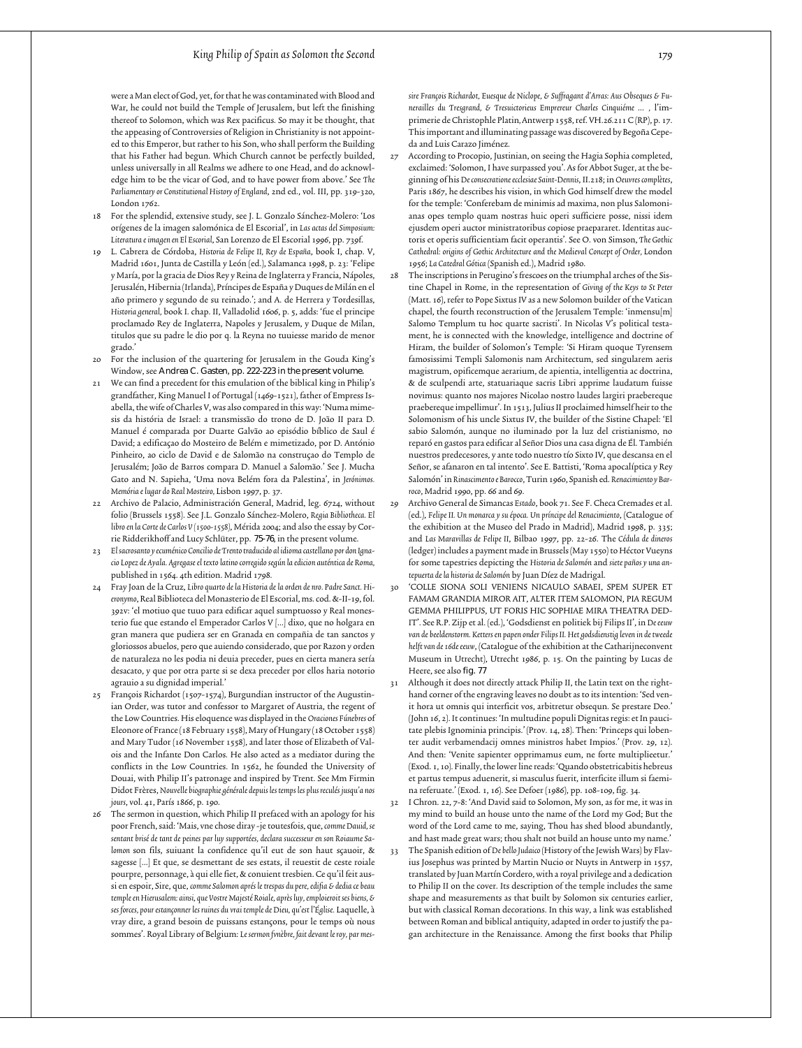were a Man elect of God, yet, for that he was contaminated with Blood and War, he could not build the Temple of Jerusalem, but left the finishing thereof to Solomon, which was Rex pacificus. So may it be thought, that the appeasing of Controversies of Religion in Christianity is not appointed to this Emperor, but rather to his Son, who shall perform the Building that his Father had begun. Which Church cannot be perfectly builded, unless universally in all Realms we adhere to one Head, and do acknowledge him to be the vicar of God, and to have power from above.' See *The Parliamentary or Constitutional History of England*, 2nd ed., vol. III, pp. 319–320, London 1762.

18 For the splendid, extensive study, see J. L. Gonzalo Sánchez-Molero: 'Los orígenes de la imagen salomónica de El Escorial', in *Las actas del Simposium: Literatura e imagen en El Escorial*, San Lorenzo de El Escorial 1996, pp. 739f.

19 L. Cabrera de Córdoba, *Historia de Felipe II, Rey de España*, book I, chap. V, Madrid 1601, Junta de Castilla y León (ed.), Salamanca 1998, p. 23: 'Felipe y María, por la gracia de Dios Rey y Reina de Inglaterra y Francia, Nápoles, Jerusalén, Hibernia (Irlanda), Príncipes de España y Duques de Milán en el año primero y segundo de su reinado.'; and A. de Herrera y Tordesillas, *Historia general*, book I. chap. II, Valladolid 1606, p. 5, adds: 'fue el principe proclamado Rey de Inglaterra, Napoles y Jerusalem, y Duque de Milan, titulos que su padre le dio por q. la Reyna no tuuiesse marido de menor grado.'

20 For the inclusion of the quartering for Jerusalem in the Gouda King's Window, see Andrea C. Gasten, pp. 222-223 in the present volume.

21 We can find a precedent for this emulation of the biblical king in Philip's grandfather, King Manuel I of Portugal (1469–1521), father of Empress Isabella, the wife of Charles V, was also compared in this way: 'Numa mimesis da história de Israel: a transmissão do trono de D. João II para D. Manuel é comparada por Duarte Galvão ao episódio bíblico de Saul é David; a edificaçao do Mosteiro de Belém e mimetizado, por D. António Pinheiro, ao ciclo de David e de Salomão na construçao do Templo de Jerusalém; João de Barros compara D. Manuel a Salomão.' See J. Mucha Gato and N. Sapieha, 'Uma nova Belém fora da Palestina', in *Jerónimos. Memória e lugar do Real Mosteiro*, Lisbon 1997, p. 37.

22 Archivo de Palacio, Administración General, Madrid, leg. 6724, without folio (Brussels 1558). See J.L. Gonzalo Sánchez-Molero, *Regia Bibliotheca. El libro en la Corte de Carlos V (1500-1558)*, Mérida 2004; and also the essay by Corrie Ridderikhoff and Lucy Schlüter, pp. 75-76, in the present volume.

23 *El sacrosanto y ecuménico Concilio de Trento traducido al idioma castellano por don Ignacio Lopez de Ayala. Agregase el texto latino corregido según la edicion auténtica de Roma*, published in 1564. 4th edition. Madrid 1798.

24 Fray Joan de la Cruz, *Libro quarto de la Historia de la orden de nro. Padre Sanct. Hieronymo*, Real Biblioteca del Monasterio de El Escorial, ms. cod. &-II-19, fol. 392v: 'el motiuo que tuuo para edificar aquel sumptuosso y Real monesterio fue que estando el Emperador Carlos V [...] dixo, que no holgara en gran manera que pudiera ser en Granada en compañía de tan sanctos y gloriossos abuelos, pero que auiendo considerado, que por Razon y orden de naturaleza no les podia ni deuia preceder, pues en cierta manera sería desacato, y que por otra parte si se dexa preceder por ellos haria notorio agrauio a su dignidad imperial.'

25 François Richardot (1507–1574), Burgundian instructor of the Augustinian Order, was tutor and confessor to Margaret of Austria, the regent of the Low Countries. His eloquence was displayed in the *Oraciones Fúnebres* of Eleonore of France (18 February 1558), Mary of Hungary (18 October 1558) and Mary Tudor (16 November 1558), and later those of Elizabeth of Valois and the Infante Don Carlos. He also acted as a mediator during the conflicts in the Low Countries. In 1562, he founded the University of Douai, with Philip II's patronage and inspired by Trent. See Mm Firmin Didot Frères, *Nouvelle biographie générale depuis les temps les plus reculés jusqu'a nos jours*, vol. 41, París 1866, p. 190.

26 The sermon in question, which Philip II prefaced with an apology for his poor French, said: 'Mais, vne chose diray -je toutesfois, que, *comme Dauid, se sentant brisé de tant de peines par luy supportées, declara successeur en son Roiaume Salomon* son fils, suiuant la confidence qu'il eut de son haut sçauoir, & sagesse [...] Et que, se desmettant de ses estats, il reuestit de ceste roiale pourpre, personnage, à qui elle fiet, & conuient tresbien. Ce qu'il feit aussi en espoir, Sire, que, *comme Salomon aprés le trespas du pere, edifia & dedia ce beau temple en Hierusalem: ainsi, que Vostre Majesté Roiale, après luy, emploieroit ses biens, & ses forces, pour estançonner les ruines du vrai temple de Dieu, qu'est l'Église.* Laquelle, à vray dire, a grand besoin de puissans estançons, pour le temps où nous sommes'. Royal Library of Belgium: *Le sermon fvnèbre, fait devant le roy, par messire François Richardot, Euesque de Niclope, & Suffragant d'Arras: Aus Obseques & Funerailles du Tresgrand, & Tresuictorieus Emprereur Charles Cinquiéme ...* , l'imprimerie de Christophle Platin, Antwerp 1558, ref. VH.26.211 C (RP), p. 17. This important and illuminating passage was discovered by Begoña Cepeda and Luis Carazo Jiménez.

27 According to Procopio, Justinian, on seeing the Hagia Sophia completed, exclaimed: 'Solomon, I have surpassed you'. As for Abbot Suger, at the beginning of his *De consecratione ecclesiae Saint-Dennis*, II.218; in *Oeuvres complètes*, Paris 1867, he describes his vision, in which God himself drew the model for the temple: 'Conferebam de minimis ad maxima, non plus Salomonianas opes templo quam nostras huic operi sufficiere posse, nissi idem ejusdem operi auctor ministratoribus copiose praepararet. Identitas auctoris et operis sufficientiam facit operantis'. See O. von Simson, *The Gothic Cathedral: origins of Gothic Architecture and the Medieval Concept of Order*, London 1956; *La Catedral Gótica* (Spanish ed.), Madrid 1980.

28 The inscriptions in Perugino's frescoes on the triumphal arches of the Sistine Chapel in Rome, in the representation of *Giving of the Keys to St Peter* (Matt. 16), refer to Pope Sixtus IV as a new Solomon builder of the Vatican chapel, the fourth reconstruction of the Jerusalem Temple: 'inmensu[m] Salomo Templum tu hoc quarte sacristi'. In Nicolas V's political testament, he is connected with the knowledge, intelligence and doctrine of Hiram, the builder of Solomon's Temple: 'Si Hiram quoque Tyrensem famosissimi Templi Salomonis nam Architectum, sed singularem aeris magistrum, opificemque aerarium, de apientia, intelligentia ac doctrina, & de sculpendi arte, statuariaque sacris Libri apprime laudatum fuisse novimus: quanto nos majores Nicolao nostre laudes largiri praebereque praebereque impellimur'. In 1513, Julius II proclaimed himself heir to the Solomonism of his uncle Sixtus IV, the builder of the Sistine Chapel: 'El sabio Salomón, aunque no iluminado por la luz del cristianismo, no reparó en gastos para edificar al Señor Dios una casa digna de Él. También nuestros predecesores, y ante todo nuestro tío Sixto IV, que descansa en el Señor, se afanaron en tal intento'. See E. Battisti, 'Roma apocalíptica y Rey Salomón' in *Rinascimento e Barocco*, Turin 1960, Spanish ed. *Renacimiento y Barroco*, Madrid 1990, pp. 66 and 69.

29 Archivo General de Simancas *Estado*, book 71. See F. Checa Cremades et al. (ed.), *Felipe II. Un monarca y su época. Un príncipe del Renacimiento*, (Catalogue of the exhibition at the Museo del Prado in Madrid), Madrid 1998, p. 335; and *Las Maravillas de Felipe II*, Bilbao 1997, pp. 22–26. The *Cédula de dineros* (ledger) includes a payment made in Brussels (May 1550) to Héctor Vueyns for some tapestries depicting the *Historia de Salomón* and *siete paños y una antepuerta de la historia de Salomón* by Juan Díez de Madrigal.

30 'COLLE SIONA SOLI VENIENS NICAULO SABAEI, SPEM SUPER ET FAMAM GRANDIA MIROR AIT, ALTER ITEM SALOMON, PIA REGUM GEMMA PHILIPPUS, UT FORIS HIC SOPHIAE MIRA THEATRA DEDIT'. See R.P. Zijp et al. (ed.), 'Godsdienst en politiek bij Filips II', in *De eeuw van de beeldenstorm. Ketters en papen onder Filips II. Het godsdienstig leven in de tweede helft van de 16de eeuw*, (Catalogue of the exhibition at the Catharijneconvent Museum in Utrecht), Utrecht 1986, p. 15. On the painting by Lucas de Heere, see also fig. 77

31 Although it does not directly attack Philip II, the Latin text on the right-hand corner of the engraving leaves no doubt as to its intention: 'Sed venit hora ut omnis qui interficit vos, arbitretur obsequn. Se prestare Deo.' (John 16, 2). It continues: 'In multudine populi Dignitas regis: et In paucitate plebis Ignominia principis.' (Prov. 14, 28). Then: 'Princeps qui lobenter audit verbamendacij omnes ministros habet Impios.' (Prov. 29, 12). And then: 'Venite sapienter opprimamus eum, ne forte multiplieetur.' (Exod. 1, 10). Finally, the lower line reads: 'Quando obstetricabitis hebreus et partus tempus aduenerit, si masculus fuerit, interficite illum si faemina referuate.' (Exod. 1, 16). See Defoer (1986), pp. 108–109, fig. 34.

32 I Chron. 22, 7–8: 'And David said to Solomon, My son, as for me, it was in my mind to build an house unto the name of the Lord my God; But the word of the Lord came to me, saying, Thou has shed blood abundantly, and hast made great wars; thou shalt not build an house unto my name.'

33 The Spanish edition of *De bello Judaico* (History of the Jewish Wars) by Flavius Josephus was printed by Martin Nucio or Nuyts in Antwerp in 1557, translated by Juan Martín Cordero, with a royal privilege and a dedication to Philip II on the cover. Its description of the temple includes the same shape and measurements as that built by Solomon six centuries earlier, but with classical Roman decorations. In this way, a link was established between Roman and biblical antiquity, adapted in order to justify the pagan architecture in the Renaissance. Among the first books that Philip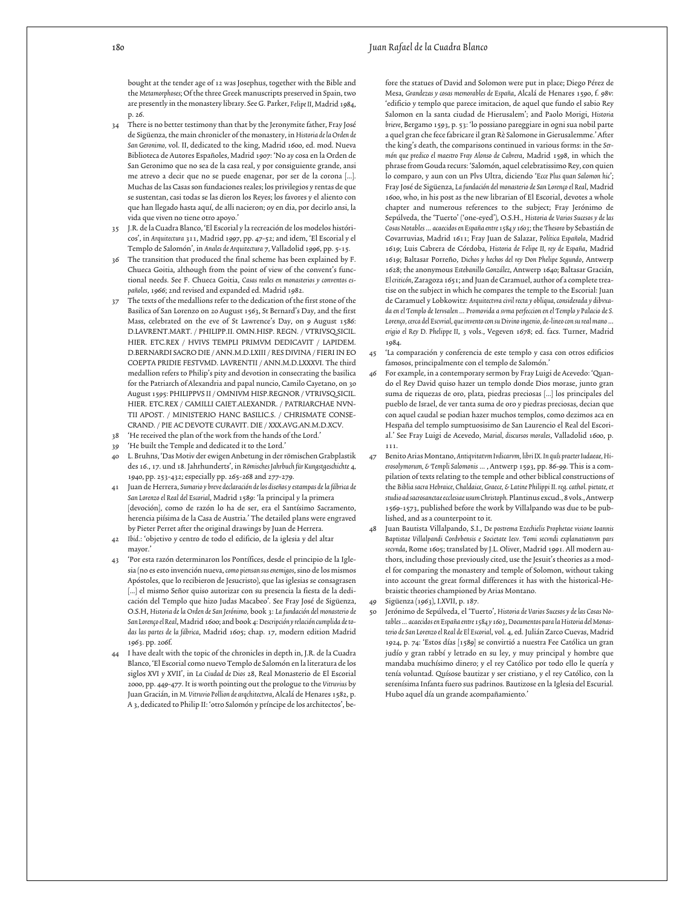bought at the tender age of 12 was Josephus, together with the Bible and the *Metamorphoses*; Of the three Greek manuscripts preserved in Spain, two are presently in the monastery library. See G. Parker, *Felipe II*, Madrid 1984, p. 26.

34 There is no better testimony than that by the Jeronymite father, Fray José de Sigüenza, the main chronicler of the monastery, in *Historia de la Orden de San Geronimo*, vol. II, dedicated to the king, Madrid 1600, ed. mod. Nueva Biblioteca de Autores Españoles, Madrid 1907: 'No ay cosa en la Orden de San Geronimo que no sea de la casa real, y por consiguiente grande, ansi me atrevo a decir que no se puede enagenar, por ser de la corona [...]. Muchas de las Casas son fundaciones reales; los privilegios y rentas de que se sustentan, casi todas se las dieron los Reyes; los favores y el aliento con que han llegado hasta aquí, de alli nacieron; oy en dia, por decirlo ansi, la vida que viven no tiene otro apoyo.'

35 J.R. de la Cuadra Blanco, 'El Escorial y la recreación de los modelos históricos', in *Arquitectura* 311, Madrid 1997, pp. 47-52; and idem, 'El Escorial y el Templo de Salomón', in *Anales de Arquitectura* 7, Valladolid 1996, pp. 5-15.

36 The transition that produced the final scheme has been explained by F. Chueca Goitia, although from the point of view of the convent's functional needs. See F. Chueca Goitia, *Casas reales en monasterios y conventos españoles*, 1966; 2nd revised and expanded ed. Madrid 1982.

37 The texts of the medallions refer to the dedication of the first stone of the Basilica of San Lorenzo on 20 August 1563, St Bernard's Day, and the first Mass, celebrated on the eve of St Lawrence's Day, on 9 August 1586: D.LAVRENT.MART. / PHILIPP.II. OMN.HISP. REGN. / VTRIVSQ.SICIL. HIER. ETC.REX / HVIVS TEMPLI PRIMVM DEDICAVIT / LAPIDEM. D.BERNARDI SACRO DIE / ANN.M.D.LXIII / RES DIVINA / FIERI IN EO COEPTA PRIDIE FESTVMD. LAVRENTII / ANN.M.D.LXXXVI. The third medallion refers to Philip's piety and devotion in consecrating the basilica for the Patriarch of Alexandria and papal nuncio, Camilo Cayetano, on 30 August 1595: PHILIPPVS II / OMNIVM HISP.REGNOR / VTRIVSQ.SICIL. HIER. ETC.REX / CAMILLI CAIET.ALEXANDR. / PATRIARCHAE NVNTII APOST. / MINISTERIO HANC BASILIC.S. / CHRISMATE CONSECRAND. / PIE AC DEVOTE CURAVIT. DIE / XXX.AVG.AN.M.D.XCV.

38 'He received the plan of the work from the hands of the Lord.'

39 'He built the Temple and dedicated it to the Lord.'

40 L. Bruhns, 'Das Motiv der ewigen Anbetung in der römischen Grabplastik des 16., 17. und 18. Jahrhunderts', in *Römisches Jahrbuch für Kungstgeschichte* 4, 1940, pp. 253-432; especially pp. 265-268 and 277-279.

41 Juan de Herrera, *Sumario y breve declaración de los diseños y estampas de la fábrica de San Lorenzo el Real del Escorial*, Madrid 1589: 'la principal y la primera [devoción], como de razón lo ha de ser, era el Santísimo Sacramento, herencia piísima de la Casa de Austria.' The detailed plans were engraved by Pieter Perret after the original drawings by Juan de Herrera.

42 *Ibid.*: 'objetivo y centro de todo el edificio, de la iglesia y del altar mayor.'

43 'Por esta razón determinaron los Pontífices, desde el principio de la Iglesia (no es esto invención nueva, *como piensan sus enemigos*, sino de los mismos Apóstoles, que lo recibieron de Jesucristo), que las iglesias se consagrasen [...] el mismo Señor quiso autorizar con su presencia la fiesta de la dedicación del Templo que hizo Judas Macabeo'. See Fray José de Sigüenza, O.S.H, *Historia de la Orden de San Jerónimo*, book 3: *La fundación del monasterio de San Lorenço el Real*, Madrid 1600; and book 4: *Descripción y relación cumplida de todas las partes de la fábrica*, Madrid 1605; chap. 17, modern edition Madrid 1963. pp. 206f.

44 I have dealt with the topic of the chronicles in depth in, J.R. de la Cuadra Blanco, 'El Escorial como nuevo Templo de Salomón en la literatura de los siglos XVI y XVII', in *La Ciudad de Dios* 28, Real Monasterio de El Escorial 2000, pp. 449-477. It is worth pointing out the prologue to the *Vitruvius* by Juan Gracián, in *M. Vitruvio Pollion de arqchitectvra*, Alcalá de Henares 1582, p. A 3, dedicated to Philip II: 'otro Salomón y príncipe de los architectos', before the statues of David and Solomon were put in place; Diego Pérez de Mesa, *Grandezas y cosas memorables de España*, Alcalá de Henares 1590, f. 98v: 'edificio y templo que parece imitacion, de aquel que fundo el sabio Rey Salomon en la santa ciudad de Hierusalem'; and Paolo Morigi, *Historia brieve*, Bergamo 1593, p. 53: 'lo possiano pareggiare in ogni sua nobil parte a quel gran che fece fabricare il gran Rè Salomone in Gierusalemme.' After the king's death, the comparisons continued in various forms: in the *Sermón que predico el maestro Fray Alonso de Cabrera*, Madrid 1598, in which the phrase from Gouda recurs: 'Salomón, aquel celebratissimo Rey, con quien lo comparo, y aun con un Plvs Ultra, diciendo '*Ecce Plus quan Salomon hic*'; Fray José de Sigüenza, *La fundación del monasterio de San Lorenço el Real*, Madrid 1600, who, in his post as the new librarian of El Escorial, devotes a whole chapter and numerous references to the subject; Fray Jerónimo de Sepúlveda, the 'Tuerto' ('one-eyed'), O.S.H., *Historia de Varios Sucesos y de las Cosas Notables ... acaecidos en España entre 1584 y 1603*; the *Thesoro* by Sebastián de Covarruvias, Madrid 1611; Fray Juan de Salazar, *Política Española*, Madrid 1619; Luis Cabrera de Córdoba, *Historia de Felipe II, rey de España*, Madrid 1619; Baltasar Porreño, *Dichos y hechos del rey Don Phelipe Segundo*, Antwerp 1628; the anonymous *Estebanillo González*, Antwerp 1640; Baltasar Gracián, *El criticón*, Zaragoza 1651; and Juan de Caramuel, author of a complete treatise on the subject in which he compares the temple to the Escorial: Juan de Caramuel y Lobkowitz: *Arquitectvra civil recta y obliqua, considerada y dibvxada en el Templo de Iervsalen ... Promovida a svma perfeccion en el Templo y Palacio de S. Lorenço, cerca del Escvrial, que invento con su Divino ingenio, de-lineo con su real mano ... erigio el Rey D. Phelippe II*, 3 vols., Vegeven 1678; ed. facs. Turner, Madrid 1984.

45 'La comparación y conferencia de este templo y casa con otros edificios famosos, principalmente con el templo de Salomón.'

46 For example, in a contemporary sermon by Fray Luigi de Acevedo: 'Quando el Rey David quiso hazer un templo donde Dios morase, junto gran suma de riquezas de oro, plata, piedras preciosas [...] los principales del pueblo de Israel, de ver tanta suma de oro y piedras preciosas, decian que con aquel caudal se podian hazer muchos templos, como dezimos aca en Hespaña del templo sumptuosisimo de San Laurencio el Real del Escorial.' See Fray Luigi de Acevedo, *Marial, discursos morales*, Valladolid 1600, p. 111.

47 Benito Arias Montano, *Antiqvitatvm Ivdicarvm, libri IX. In quis praeter Iudaeae, Hierosolymorum, & Templi Salomonis ...* , Antwerp 1593, pp. 86-99. This is a compilation of texts relating to the temple and other biblical constructions of the *Biblia sacra Hebraice, Chaldaice, Graece, & Latine Philippi II. reg. cathol. pietate, et studio ad sacrosanctae ecclesiae usum Christoph.* Plantinus excud., 8 vols., Antwerp 1569-1573, published before the work by Villalpando was due to be published, and as a counterpoint to it.

48 Juan Bautista Villalpando, S.I., *De postrema Ezechielis Prophetae visione Ioannis Baptistae Villalpandi Cordvbensis e Societate Iesv. Tomi secvndi explanationvm pars secvnda*, Rome 1605; translated by J.L. Oliver, Madrid 1991. All modern authors, including those previously cited, use the Jesuit's theories as a model for comparing the monastery and temple of Solomon, without taking into account the great formal differences it has with the historical-Hebraistic theories championed by Arias Montano.

49 Sigüenza (1963), I.XVII, p. 187.

50 Jerónimo de Sepúlveda, el 'Tuerto', *Historia de Varios Sucesos y de las Cosas Notables ... acaecidos en España entre 1584 y 1603*, *Documentos para la Historia del Monasterio de San Lorenzo el Real de El Escorial*, vol. 4, ed. Julián Zarco Cuevas, Madrid 1924, p. 74: 'Estos días [1589] se convirtió a nuestra Fee Católica un gran judío y gran rabbí y letrado en su ley, y muy principal y hombre que mandaba muchísimo dinero; y el rey Católico por todo ello le quería y tenía voluntad. Quísose bautizar y ser cristiano, y el rey Católico, con la sereníssima Infanta fueron sus padrinos. Bautizose en la Iglesia del Escurial. Hubo aquel día un grande acompañamiento.'